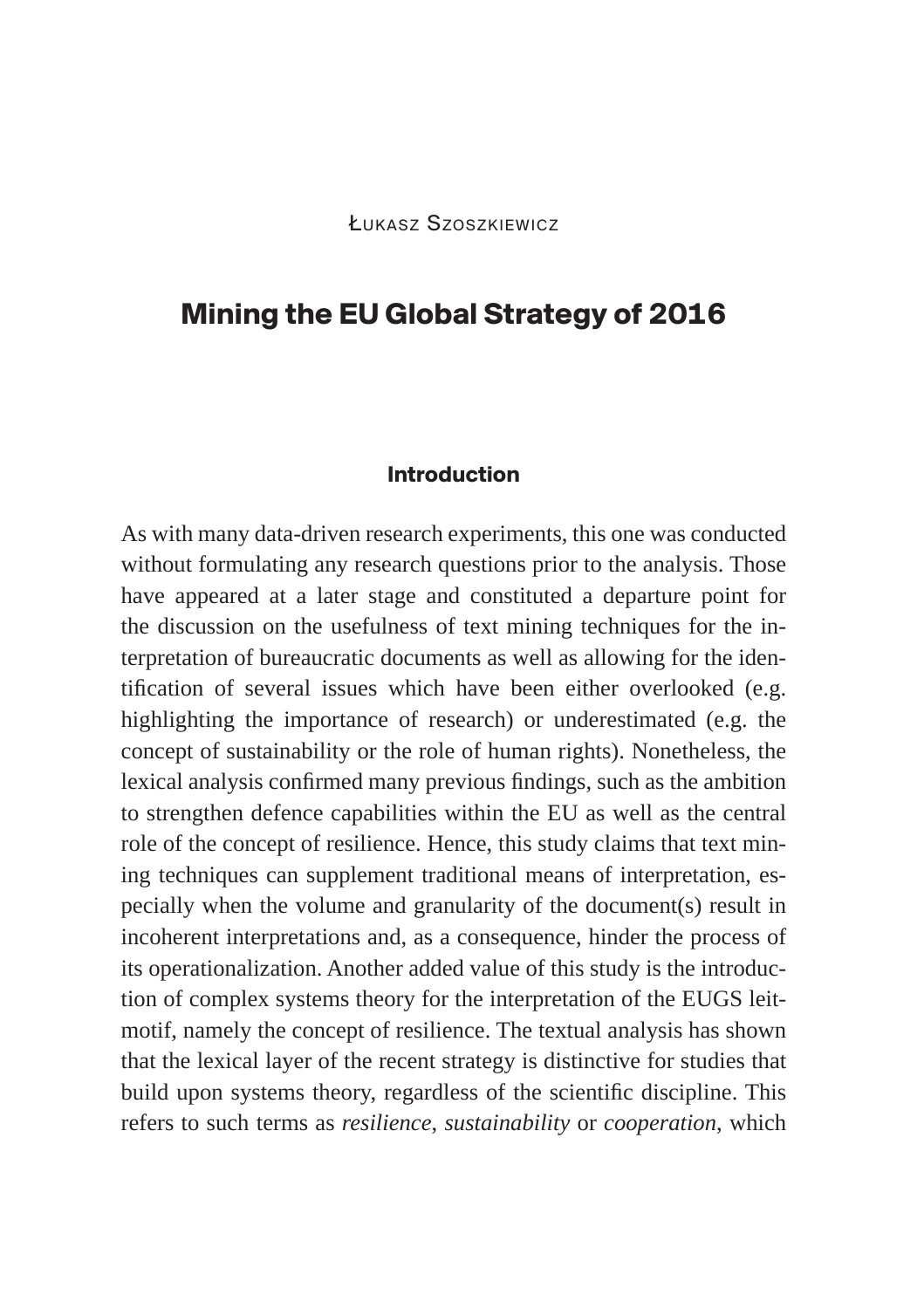Łukasz Szoszkiewicz

# Mining the EU Global Strategy of 2016

## Introduction

As with many data-driven research experiments, this one was conducted without formulating any research questions prior to the analysis. Those have appeared at a later stage and constituted a departure point for the discussion on the usefulness of text mining techniques for the interpretation of bureaucratic documents as well as allowing for the identification of several issues which have been either overlooked (e.g. highlighting the importance of research) or underestimated (e.g. the concept of sustainability or the role of human rights). Nonetheless, the lexical analysis confirmed many previous findings, such as the ambition to strengthen defence capabilities within the EU as well as the central role of the concept of resilience. Hence, this study claims that text mining techniques can supplement traditional means of interpretation, especially when the volume and granularity of the document(s) result in incoherent interpretations and, as a consequence, hinder the process of its operationalization. Another added value of this study is the introduction of complex systems theory for the interpretation of the EUGS leitmotif, namely the concept of resilience. The textual analysis has shown that the lexical layer of the recent strategy is distinctive for studies that build upon systems theory, regardless of the scientific discipline. This refers to such terms as *resilience*, *sustainability* or *cooperation*, which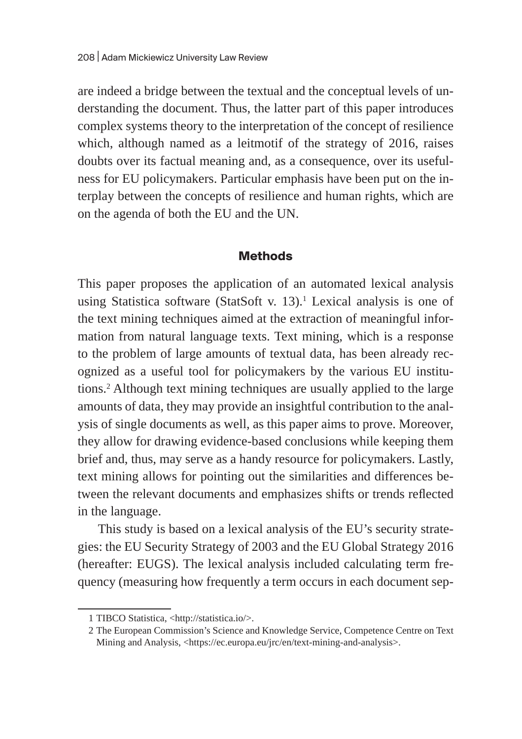are indeed a bridge between the textual and the conceptual levels of understanding the document. Thus, the latter part of this paper introduces complex systems theory to the interpretation of the concept of resilience which, although named as a leitmotif of the strategy of 2016, raises doubts over its factual meaning and, as a consequence, over its usefulness for EU policymakers. Particular emphasis have been put on the interplay between the concepts of resilience and human rights, which are on the agenda of both the EU and the UN.

## Methods

This paper proposes the application of an automated lexical analysis using Statistica software (StatSoft v. 13).[1] Lexical analysis is one of the text mining techniques aimed at the extraction of meaningful information from natural language texts. Text mining, which is a response to the problem of large amounts of textual data, has been already recognized as a useful tool for policymakers by the various EU institutions.[2] Although text mining techniques are usually applied to the large amounts of data, they may provide an insightful contribution to the analysis of single documents as well, as this paper aims to prove. Moreover, they allow for drawing evidence-based conclusions while keeping them brief and, thus, may serve as a handy resource for policymakers. Lastly, text mining allows for pointing out the similarities and differences between the relevant documents and emphasizes shifts or trends reflected in the language.

This study is based on a lexical analysis of the EU's security strategies: the EU Security Strategy of 2003 and the EU Global Strategy 2016 (hereafter: EUGS). The lexical analysis included calculating term frequency (measuring how frequently a term occurs in each document sep-

---

1 TIBCO Statistica, <http://statistica.io/>.

2 The European Commission's Science and Knowledge Service, Competence Centre on Text Mining and Analysis, <https://ec.europa.eu/jrc/en/text-mining-and-analysis>.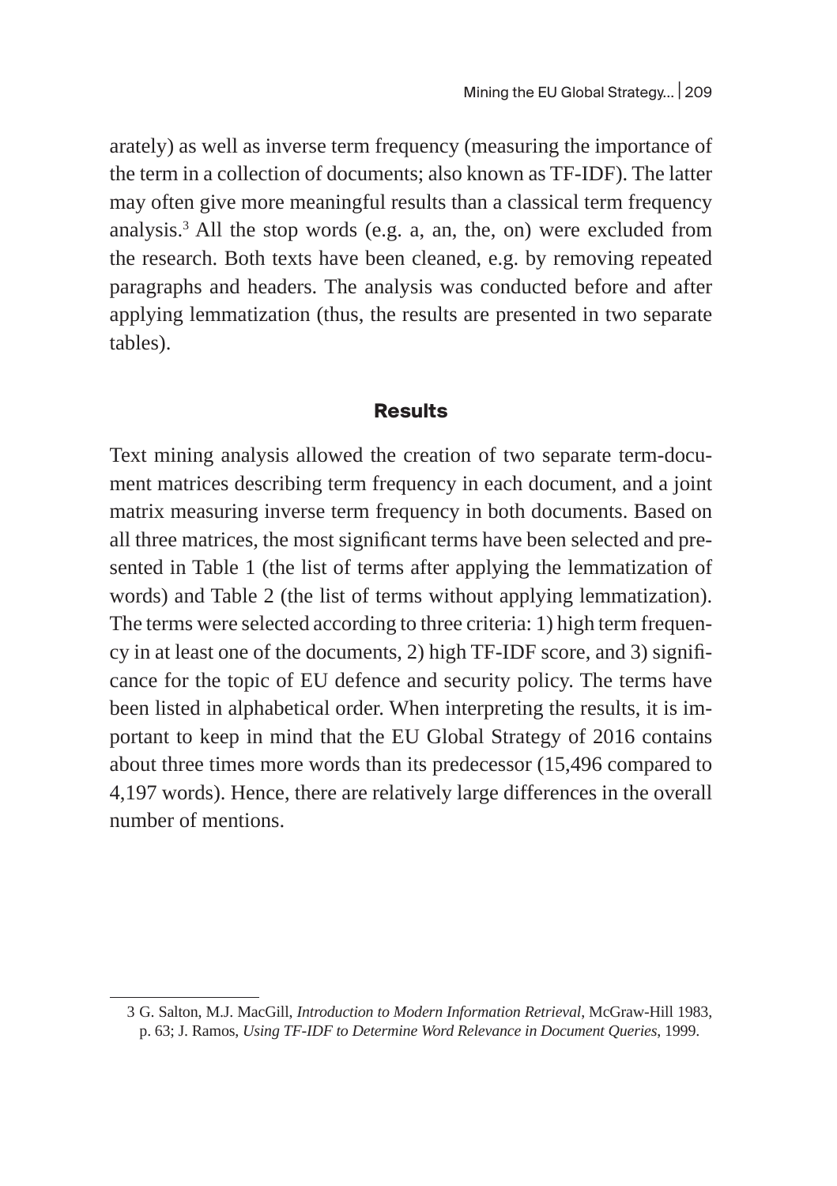arately) as well as inverse term frequency (measuring the importance of the term in a collection of documents; also known as TF-IDF). The latter may often give more meaningful results than a classical term frequency analysis.[3] All the stop words (e.g. a, an, the, on) were excluded from the research. Both texts have been cleaned, e.g. by removing repeated paragraphs and headers. The analysis was conducted before and after applying lemmatization (thus, the results are presented in two separate tables).

## Results

Text mining analysis allowed the creation of two separate term-document matrices describing term frequency in each document, and a joint matrix measuring inverse term frequency in both documents. Based on all three matrices, the most significant terms have been selected and presented in Table 1 (the list of terms after applying the lemmatization of words) and Table 2 (the list of terms without applying lemmatization). The terms were selected according to three criteria: 1) high term frequency in at least one of the documents, 2) high TF-IDF score, and 3) significance for the topic of EU defence and security policy. The terms have been listed in alphabetical order. When interpreting the results, it is important to keep in mind that the EU Global Strategy of 2016 contains about three times more words than its predecessor (15,496 compared to 4,197 words). Hence, there are relatively large differences in the overall number of mentions.

---

3 G. Salton, M.J. MacGill, *Introduction to Modern Information Retrieval*, McGraw-Hill 1983, p. 63; J. Ramos, *Using TF-IDF to Determine Word Relevance in Document Queries*, 1999.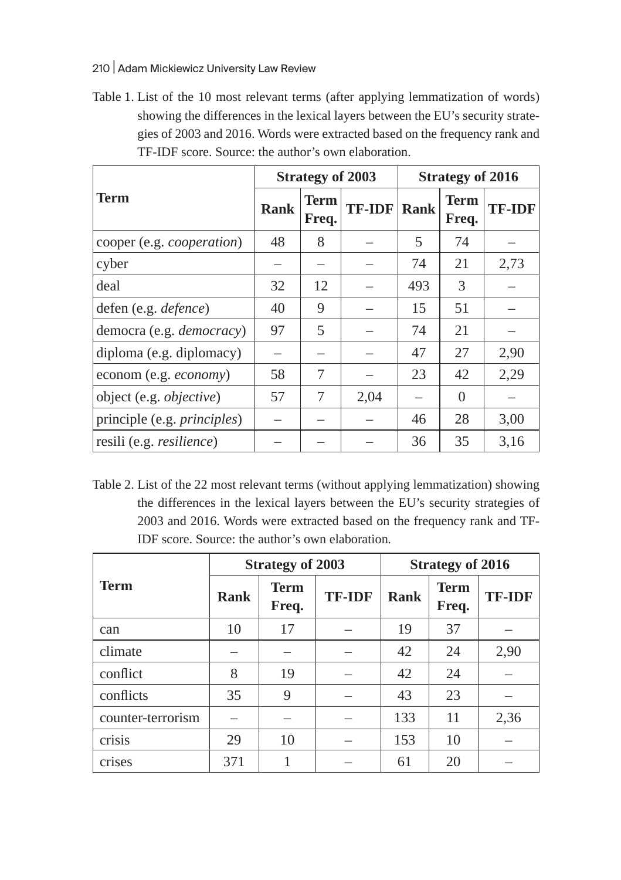Table 1. List of the 10 most relevant terms (after applying lemmatization of words) showing the differences in the lexical layers between the EU's security strategies of 2003 and 2016. Words were extracted based on the frequency rank and TF-IDF score. Source: the author's own elaboration.

| Term | Strategy of 2003 | | | Strategy of 2016 | | |
|---|---|---|---|---|---|---|
| | **Rank** | **Term Freq.** | **TF-IDF** | **Rank** | **Term Freq.** | **TF-IDF** |
| cooper (e.g. *cooperation*) | 48 | 8 | – | 5 | 74 | – |
| cyber | – | – | – | 74 | 21 | 2,73 |
| deal | 32 | 12 | – | 493 | 3 | – |
| defen (e.g. *defence*) | 40 | 9 | – | 15 | 51 | – |
| democra (e.g. *democracy*) | 97 | 5 | – | 74 | 21 | – |
| diploma (e.g. diplomacy) | – | – | – | 47 | 27 | 2,90 |
| econom (e.g. *economy*) | 58 | 7 | – | 23 | 42 | 2,29 |
| object (e.g. *objective*) | 57 | 7 | 2,04 | – | 0 | – |
| principle (e.g. *principles*) | – | – | – | 46 | 28 | 3,00 |
| resili (e.g. *resilience*) | – | – | – | 36 | 35 | 3,16 |

Table 2. List of the 22 most relevant terms (without applying lemmatization) showing the differences in the lexical layers between the EU's security strategies of 2003 and 2016. Words were extracted based on the frequency rank and TF-IDF score. Source: the author's own elaboration.

| Term | Strategy of 2003 | | | Strategy of 2016 | | |
|---|---|---|---|---|---|---|
| | **Rank** | **Term Freq.** | **TF-IDF** | **Rank** | **Term Freq.** | **TF-IDF** |
| can | 10 | 17 | – | 19 | 37 | – |
| climate | – | – | – | 42 | 24 | 2,90 |
| conflict | 8 | 19 | – | 42 | 24 | – |
| conflicts | 35 | 9 | – | 43 | 23 | – |
| counter-terrorism | – | – | – | 133 | 11 | 2,36 |
| crisis | 29 | 10 | – | 153 | 10 | – |
| crises | 371 | 1 | – | 61 | 20 | – |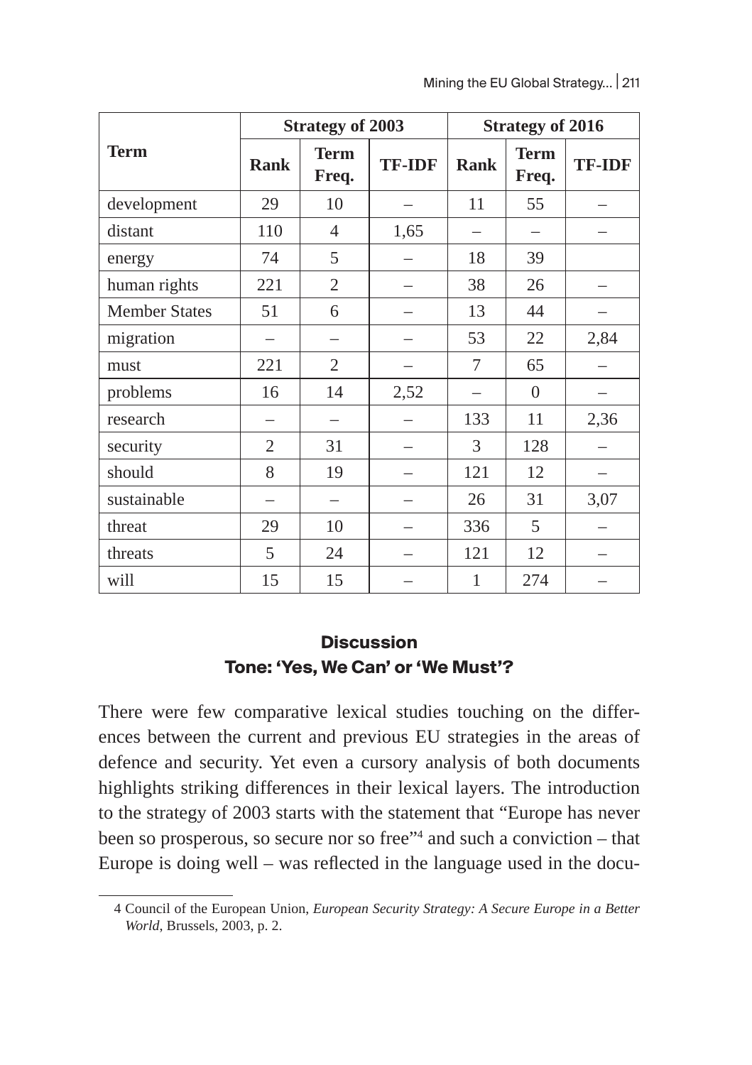| Term | Strategy of 2003 | | | Strategy of 2016 | | |
|---|---|---|---|---|---|---|
| | Rank | Term Freq. | TF-IDF | Rank | Term Freq. | TF-IDF |
| development | 29 | 10 | – | 11 | 55 | – |
| distant | 110 | 4 | 1,65 | – | – | – |
| energy | 74 | 5 | – | 18 | 39 | |
| human rights | 221 | 2 | – | 38 | 26 | – |
| Member States | 51 | 6 | – | 13 | 44 | – |
| migration | – | – | – | 53 | 22 | 2,84 |
| must | 221 | 2 | – | 7 | 65 | – |
| problems | 16 | 14 | 2,52 | – | 0 | – |
| research | – | – | – | 133 | 11 | 2,36 |
| security | 2 | 31 | – | 3 | 128 | – |
| should | 8 | 19 | – | 121 | 12 | – |
| sustainable | – | – | – | 26 | 31 | 3,07 |
| threat | 29 | 10 | – | 336 | 5 | – |
| threats | 5 | 24 | – | 121 | 12 | – |
| will | 15 | 15 | – | 1 | 274 | – |

## Discussion

### Tone: 'Yes, We Can' or 'We Must'?

There were few comparative lexical studies touching on the differences between the current and previous EU strategies in the areas of defence and security. Yet even a cursory analysis of both documents highlights striking differences in their lexical layers. The introduction to the strategy of 2003 starts with the statement that "Europe has never been so prosperous, so secure nor so free"[4] and such a conviction – that Europe is doing well – was reflected in the language used in the docu-

4 Council of the European Union, *European Security Strategy: A Secure Europe in a Better World*, Brussels, 2003, p. 2.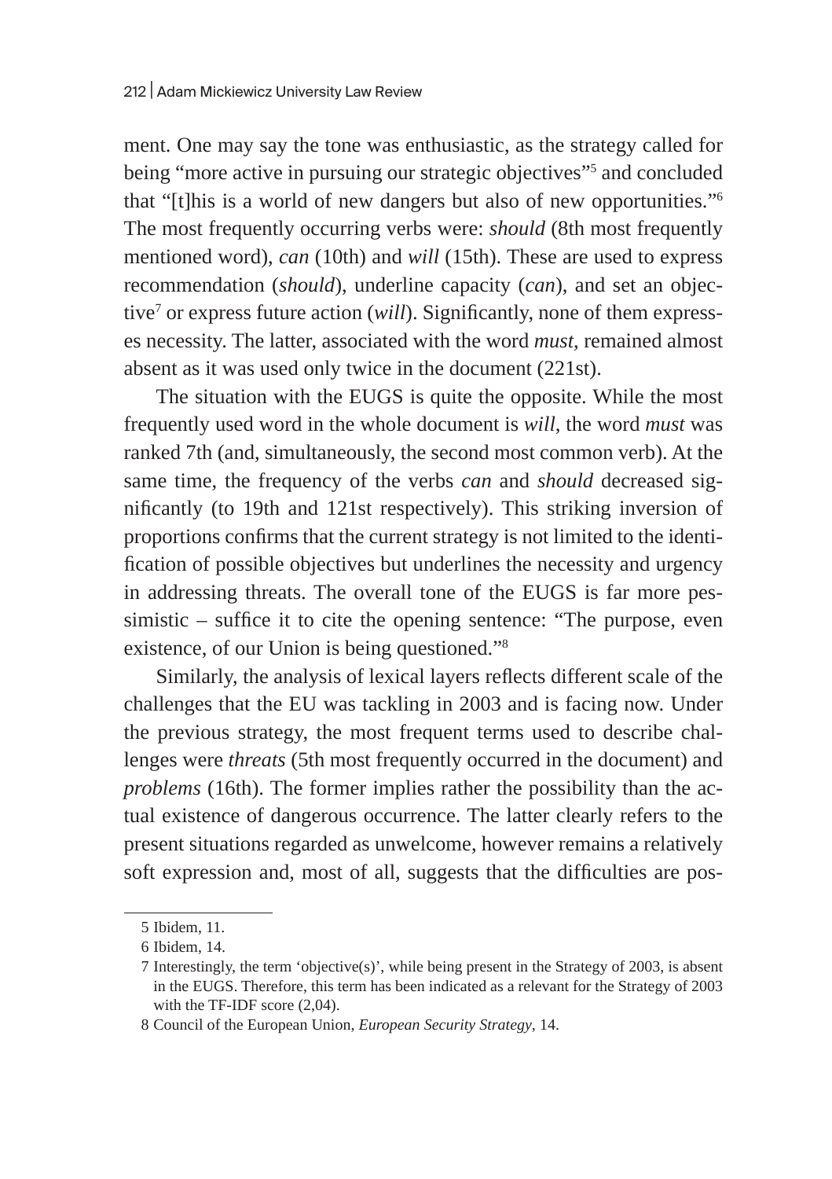ment. One may say the tone was enthusiastic, as the strategy called for being "more active in pursuing our strategic objectives"[5] and concluded that "[t]his is a world of new dangers but also of new opportunities."[6] The most frequently occurring verbs were: *should* (8th most frequently mentioned word), *can* (10th) and *will* (15th). These are used to express recommendation (*should*), underline capacity (*can*), and set an objective[7] or express future action (*will*). Significantly, none of them expresses necessity. The latter, associated with the word *must*, remained almost absent as it was used only twice in the document (221st).

The situation with the EUGS is quite the opposite. While the most frequently used word in the whole document is *will*, the word *must* was ranked 7th (and, simultaneously, the second most common verb). At the same time, the frequency of the verbs *can* and *should* decreased significantly (to 19th and 121st respectively). This striking inversion of proportions confirms that the current strategy is not limited to the identification of possible objectives but underlines the necessity and urgency in addressing threats. The overall tone of the EUGS is far more pessimistic – suffice it to cite the opening sentence: "The purpose, even existence, of our Union is being questioned."[8]

Similarly, the analysis of lexical layers reflects different scale of the challenges that the EU was tackling in 2003 and is facing now. Under the previous strategy, the most frequent terms used to describe challenges were *threats* (5th most frequently occurred in the document) and *problems* (16th). The former implies rather the possibility than the actual existence of dangerous occurrence. The latter clearly refers to the present situations regarded as unwelcome, however remains a relatively soft expression and, most of all, suggests that the difficulties are pos-

5 Ibidem, 11.

6 Ibidem, 14.

7 Interestingly, the term 'objective(s)', while being present in the Strategy of 2003, is absent in the EUGS. Therefore, this term has been indicated as a relevant for the Strategy of 2003 with the TF-IDF score (2,04).

8 Council of the European Union, *European Security Strategy*, 14.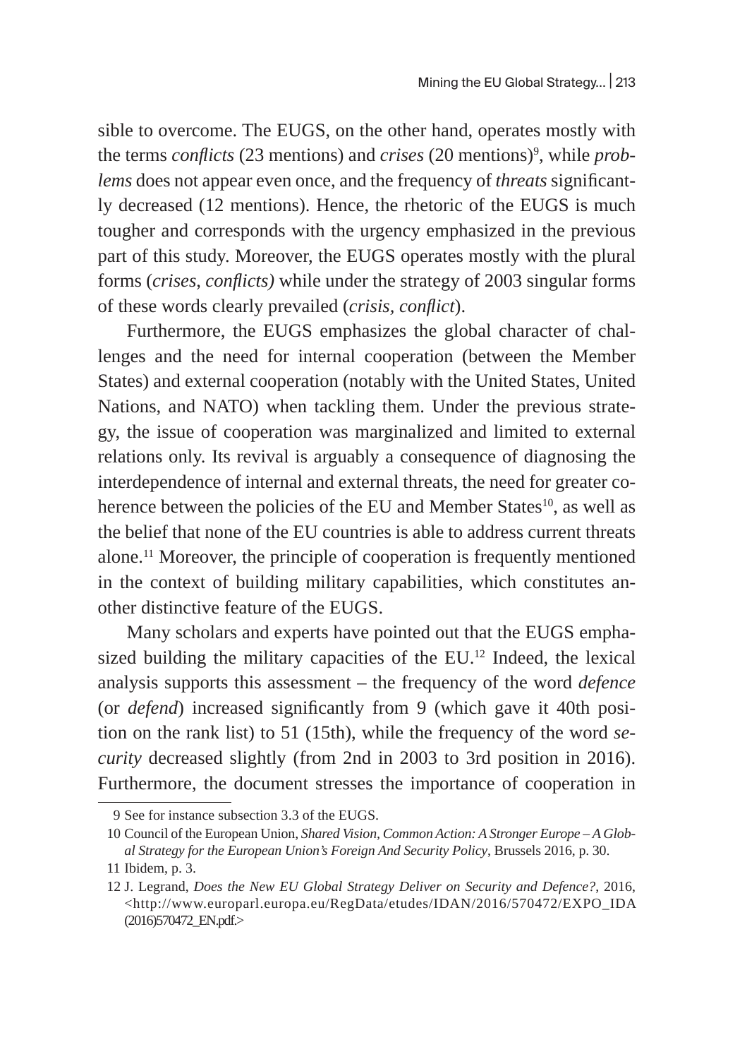sible to overcome. The EUGS, on the other hand, operates mostly with the terms *conflicts* (23 mentions) and *crises* (20 mentions)[9], while *problems* does not appear even once, and the frequency of *threats* significantly decreased (12 mentions). Hence, the rhetoric of the EUGS is much tougher and corresponds with the urgency emphasized in the previous part of this study. Moreover, the EUGS operates mostly with the plural forms (*crises, conflicts)* while under the strategy of 2003 singular forms of these words clearly prevailed (*crisis, conflict*).

Furthermore, the EUGS emphasizes the global character of challenges and the need for internal cooperation (between the Member States) and external cooperation (notably with the United States, United Nations, and NATO) when tackling them. Under the previous strategy, the issue of cooperation was marginalized and limited to external relations only. Its revival is arguably a consequence of diagnosing the interdependence of internal and external threats, the need for greater coherence between the policies of the EU and Member States[10], as well as the belief that none of the EU countries is able to address current threats alone.[11] Moreover, the principle of cooperation is frequently mentioned in the context of building military capabilities, which constitutes another distinctive feature of the EUGS.

Many scholars and experts have pointed out that the EUGS emphasized building the military capacities of the EU.[12] Indeed, the lexical analysis supports this assessment – the frequency of the word *defence* (or *defend*) increased significantly from 9 (which gave it 40th position on the rank list) to 51 (15th), while the frequency of the word *security* decreased slightly (from 2nd in 2003 to 3rd position in 2016). Furthermore, the document stresses the importance of cooperation in

9 See for instance subsection 3.3 of the EUGS.

10 Council of the European Union, *Shared Vision, Common Action: A Stronger Europe – A Global Strategy for the European Union's Foreign And Security Policy*, Brussels 2016, p. 30.

11 Ibidem, p. 3.

12 J. Legrand, *Does the New EU Global Strategy Deliver on Security and Defence?*, 2016, <http://www.europarl.europa.eu/RegData/etudes/IDAN/2016/570472/EXPO_IDA(2016)570472_EN.pdf.>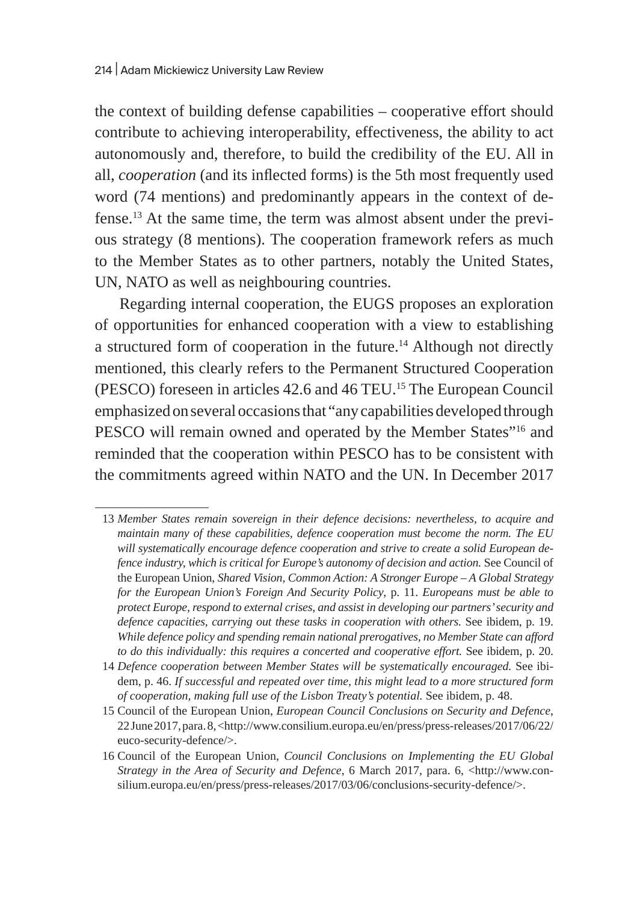the context of building defense capabilities – cooperative effort should contribute to achieving interoperability, effectiveness, the ability to act autonomously and, therefore, to build the credibility of the EU. All in all, *cooperation* (and its inflected forms) is the 5th most frequently used word (74 mentions) and predominantly appears in the context of defense.[13] At the same time, the term was almost absent under the previous strategy (8 mentions). The cooperation framework refers as much to the Member States as to other partners, notably the United States, UN, NATO as well as neighbouring countries.

Regarding internal cooperation, the EUGS proposes an exploration of opportunities for enhanced cooperation with a view to establishing a structured form of cooperation in the future.[14] Although not directly mentioned, this clearly refers to the Permanent Structured Cooperation (PESCO) foreseen in articles 42.6 and 46 TEU.[15] The European Council emphasized on several occasions that "any capabilities developed through PESCO will remain owned and operated by the Member States"[16] and reminded that the cooperation within PESCO has to be consistent with the commitments agreed within NATO and the UN. In December 2017

---

13 *Member States remain sovereign in their defence decisions: nevertheless, to acquire and maintain many of these capabilities, defence cooperation must become the norm. The EU will systematically encourage defence cooperation and strive to create a solid European defence industry, which is critical for Europe's autonomy of decision and action.* See Council of the European Union, *Shared Vision, Common Action: A Stronger Europe – A Global Strategy for the European Union's Foreign And Security Policy*, p. 11. *Europeans must be able to protect Europe, respond to external crises, and assist in developing our partners' security and defence capacities, carrying out these tasks in cooperation with others.* See ibidem, p. 19. *While defence policy and spending remain national prerogatives, no Member State can afford to do this individually: this requires a concerted and cooperative effort.* See ibidem, p. 20.

14 *Defence cooperation between Member States will be systematically encouraged.* See ibidem, p. 46. *If successful and repeated over time, this might lead to a more structured form of cooperation, making full use of the Lisbon Treaty's potential.* See ibidem, p. 48.

15 Council of the European Union, *European Council Conclusions on Security and Defence*, 22 June 2017, para. 8, <http://www.consilium.europa.eu/en/press/press-releases/2017/06/22/euco-security-defence/>.

16 Council of the European Union, *Council Conclusions on Implementing the EU Global Strategy in the Area of Security and Defence*, 6 March 2017, para. 6, <http://www.consilium.europa.eu/en/press/press-releases/2017/03/06/conclusions-security-defence/>.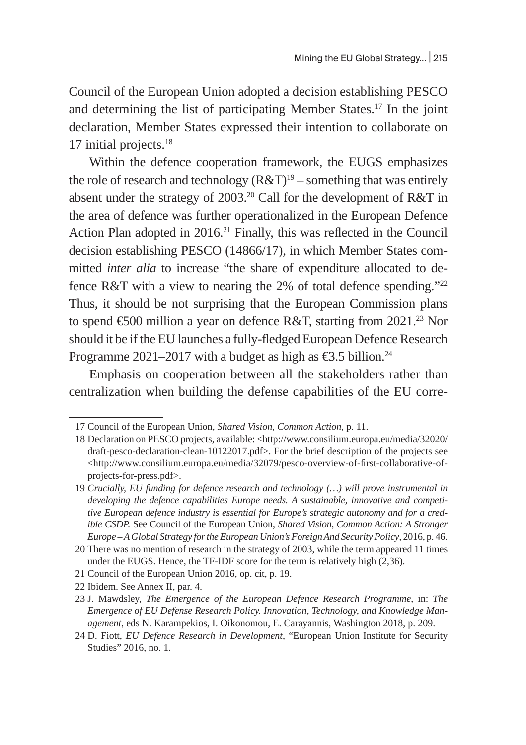Council of the European Union adopted a decision establishing PESCO and determining the list of participating Member States.[17] In the joint declaration, Member States expressed their intention to collaborate on 17 initial projects.[18]

Within the defence cooperation framework, the EUGS emphasizes the role of research and technology (R&T)[19] – something that was entirely absent under the strategy of 2003.[20] Call for the development of R&T in the area of defence was further operationalized in the European Defence Action Plan adopted in 2016.[21] Finally, this was reflected in the Council decision establishing PESCO (14866/17), in which Member States committed *inter alia* to increase "the share of expenditure allocated to defence R&T with a view to nearing the 2% of total defence spending."[22] Thus, it should be not surprising that the European Commission plans to spend €500 million a year on defence R&T, starting from 2021.[23] Nor should it be if the EU launches a fully-fledged European Defence Research Programme 2021–2017 with a budget as high as €3.5 billion.[24]

Emphasis on cooperation between all the stakeholders rather than centralization when building the defense capabilities of the EU corre-

---

17 Council of the European Union, *Shared Vision, Common Action*, p. 11.

18 Declaration on PESCO projects, available: <http://www.consilium.europa.eu/media/32020/draft-pesco-declaration-clean-10122017.pdf>. For the brief description of the projects see <http://www.consilium.europa.eu/media/32079/pesco-overview-of-first-collaborative-of-projects-for-press.pdf>.

19 *Crucially, EU funding for defence research and technology (…) will prove instrumental in developing the defence capabilities Europe needs. A sustainable, innovative and competitive European defence industry is essential for Europe's strategic autonomy and for a credible CSDP.* See Council of the European Union, *Shared Vision, Common Action: A Stronger Europe – A Global Strategy for the European Union's Foreign And Security Policy*, 2016, p. 46.

20 There was no mention of research in the strategy of 2003, while the term appeared 11 times under the EUGS. Hence, the TF-IDF score for the term is relatively high (2,36).

21 Council of the European Union 2016, op. cit, p. 19.

22 Ibidem. See Annex II, par. 4.

23 J. Mawdsley, *The Emergence of the European Defence Research Programme*, in: *The Emergence of EU Defense Research Policy. Innovation, Technology, and Knowledge Management*, eds N. Karampekios, I. Oikonomou, E. Carayannis, Washington 2018, p. 209.

24 D. Fiott, *EU Defence Research in Development*, "European Union Institute for Security Studies" 2016, no. 1.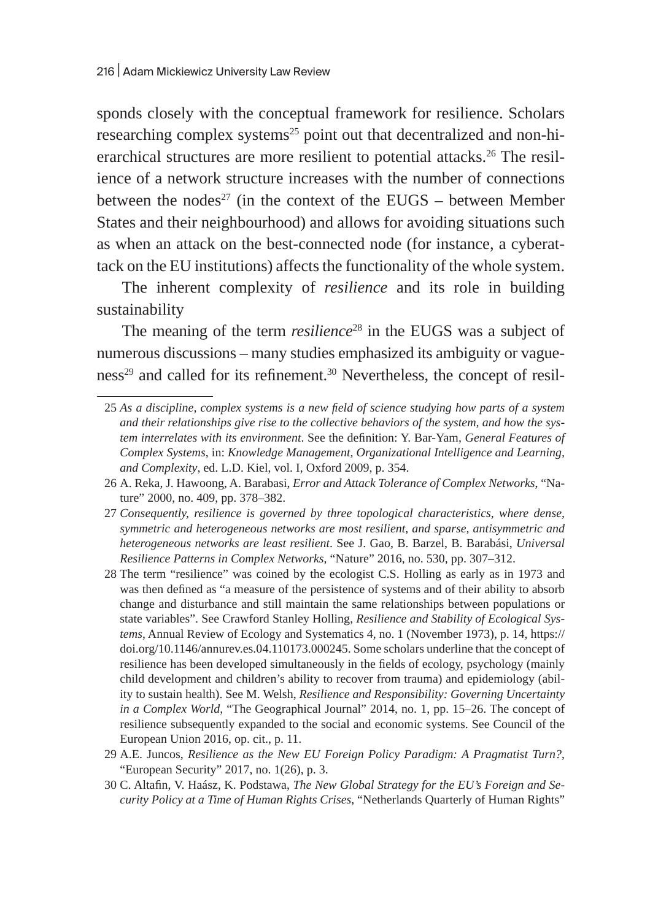sponds closely with the conceptual framework for resilience. Scholars researching complex systems[25] point out that decentralized and non-hierarchical structures are more resilient to potential attacks.[26] The resilience of a network structure increases with the number of connections between the nodes[27] (in the context of the EUGS – between Member States and their neighbourhood) and allows for avoiding situations such as when an attack on the best-connected node (for instance, a cyberattack on the EU institutions) affects the functionality of the whole system.

The inherent complexity of *resilience* and its role in building sustainability

The meaning of the term *resilience*[28] in the EUGS was a subject of numerous discussions – many studies emphasized its ambiguity or vagueness[29] and called for its refinement.[30] Nevertheless, the concept of resil-

---

25 *As a discipline, complex systems is a new field of science studying how parts of a system and their relationships give rise to the collective behaviors of the system, and how the system interrelates with its environment*. See the definition: Y. Bar-Yam, *General Features of Complex Systems*, in: *Knowledge Management, Organizational Intelligence and Learning, and Complexity*, ed. L.D. Kiel, vol. I, Oxford 2009, p. 354.

26 A. Reka, J. Hawoong, A. Barabasi, *Error and Attack Tolerance of Complex Networks*, "Nature" 2000, no. 409, pp. 378–382.

27 *Consequently, resilience is governed by three topological characteristics, where dense, symmetric and heterogeneous networks are most resilient, and sparse, antisymmetric and heterogeneous networks are least resilient*. See J. Gao, B. Barzel, B. Barabási, *Universal Resilience Patterns in Complex Networks*, "Nature" 2016, no. 530, pp. 307–312.

28 The term "resilience" was coined by the ecologist C.S. Holling as early as in 1973 and was then defined as "a measure of the persistence of systems and of their ability to absorb change and disturbance and still maintain the same relationships between populations or state variables". See Crawford Stanley Holling, *Resilience and Stability of Ecological Systems*, Annual Review of Ecology and Systematics 4, no. 1 (November 1973), p. 14, https://doi.org/10.1146/annurev.es.04.110173.000245. Some scholars underline that the concept of resilience has been developed simultaneously in the fields of ecology, psychology (mainly child development and children's ability to recover from trauma) and epidemiology (ability to sustain health). See M. Welsh, *Resilience and Responsibility: Governing Uncertainty in a Complex World*, "The Geographical Journal" 2014, no. 1, pp. 15–26. The concept of resilience subsequently expanded to the social and economic systems. See Council of the European Union 2016, op. cit., p. 11.

29 A.E. Juncos, *Resilience as the New EU Foreign Policy Paradigm: A Pragmatist Turn?*, "European Security" 2017, no. 1(26), p. 3.

30 C. Altafin, V. Haász, K. Podstawa, *The New Global Strategy for the EU's Foreign and Security Policy at a Time of Human Rights Crises*, "Netherlands Quarterly of Human Rights"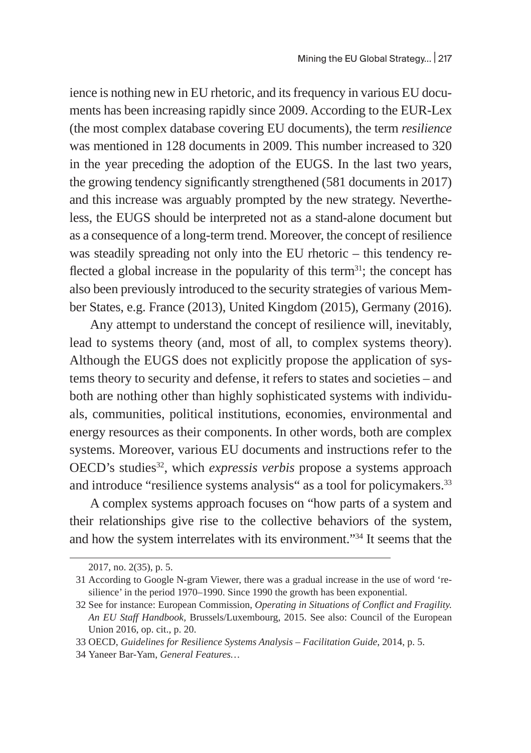ience is nothing new in EU rhetoric, and its frequency in various EU documents has been increasing rapidly since 2009. According to the EUR-Lex (the most complex database covering EU documents), the term *resilience* was mentioned in 128 documents in 2009. This number increased to 320 in the year preceding the adoption of the EUGS. In the last two years, the growing tendency significantly strengthened (581 documents in 2017) and this increase was arguably prompted by the new strategy. Nevertheless, the EUGS should be interpreted not as a stand-alone document but as a consequence of a long-term trend. Moreover, the concept of resilience was steadily spreading not only into the EU rhetoric – this tendency reflected a global increase in the popularity of this term[31]; the concept has also been previously introduced to the security strategies of various Member States, e.g. France (2013), United Kingdom (2015), Germany (2016).

Any attempt to understand the concept of resilience will, inevitably, lead to systems theory (and, most of all, to complex systems theory). Although the EUGS does not explicitly propose the application of systems theory to security and defense, it refers to states and societies – and both are nothing other than highly sophisticated systems with individuals, communities, political institutions, economies, environmental and energy resources as their components. In other words, both are complex systems. Moreover, various EU documents and instructions refer to the OECD's studies[32], which *expressis verbis* propose a systems approach and introduce "resilience systems analysis" as a tool for policymakers.[33]

A complex systems approach focuses on "how parts of a system and their relationships give rise to the collective behaviors of the system, and how the system interrelates with its environment."[34] It seems that the

---

2017, no. 2(35), p. 5.

31 According to Google N-gram Viewer, there was a gradual increase in the use of word 'resilience' in the period 1970–1990. Since 1990 the growth has been exponential.

32 See for instance: European Commission, *Operating in Situations of Conflict and Fragility. An EU Staff Handbook*, Brussels/Luxembourg, 2015. See also: Council of the European Union 2016, op. cit., p. 20.

33 OECD, *Guidelines for Resilience Systems Analysis – Facilitation Guide*, 2014, p. 5.

34 Yaneer Bar-Yam, *General Features…*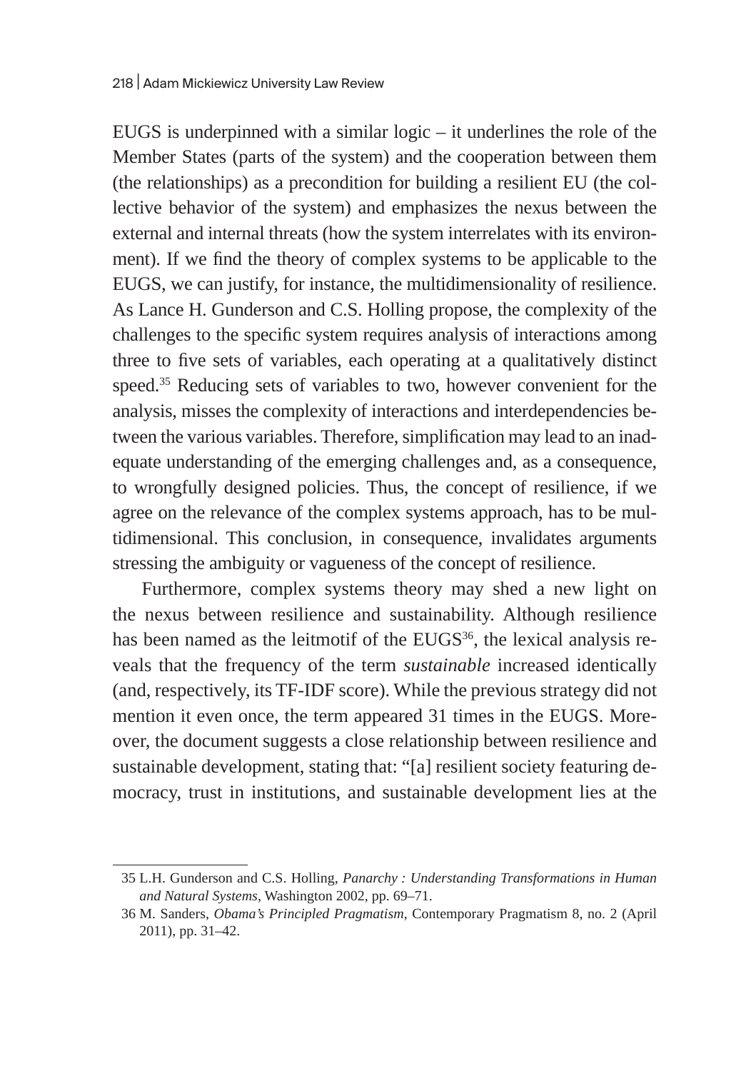EUGS is underpinned with a similar logic – it underlines the role of the Member States (parts of the system) and the cooperation between them (the relationships) as a precondition for building a resilient EU (the collective behavior of the system) and emphasizes the nexus between the external and internal threats (how the system interrelates with its environment). If we find the theory of complex systems to be applicable to the EUGS, we can justify, for instance, the multidimensionality of resilience. As Lance H. Gunderson and C.S. Holling propose, the complexity of the challenges to the specific system requires analysis of interactions among three to five sets of variables, each operating at a qualitatively distinct speed.[35] Reducing sets of variables to two, however convenient for the analysis, misses the complexity of interactions and interdependencies between the various variables. Therefore, simplification may lead to an inadequate understanding of the emerging challenges and, as a consequence, to wrongfully designed policies. Thus, the concept of resilience, if we agree on the relevance of the complex systems approach, has to be multidimensional. This conclusion, in consequence, invalidates arguments stressing the ambiguity or vagueness of the concept of resilience.

Furthermore, complex systems theory may shed a new light on the nexus between resilience and sustainability. Although resilience has been named as the leitmotif of the EUGS[36], the lexical analysis reveals that the frequency of the term *sustainable* increased identically (and, respectively, its TF-IDF score). While the previous strategy did not mention it even once, the term appeared 31 times in the EUGS. Moreover, the document suggests a close relationship between resilience and sustainable development, stating that: "[a] resilient society featuring democracy, trust in institutions, and sustainable development lies at the

---

35 L.H. Gunderson and C.S. Holling, *Panarchy : Understanding Transformations in Human and Natural Systems*, Washington 2002, pp. 69–71.

36 M. Sanders, *Obama's Principled Pragmatism*, Contemporary Pragmatism 8, no. 2 (April 2011), pp. 31–42.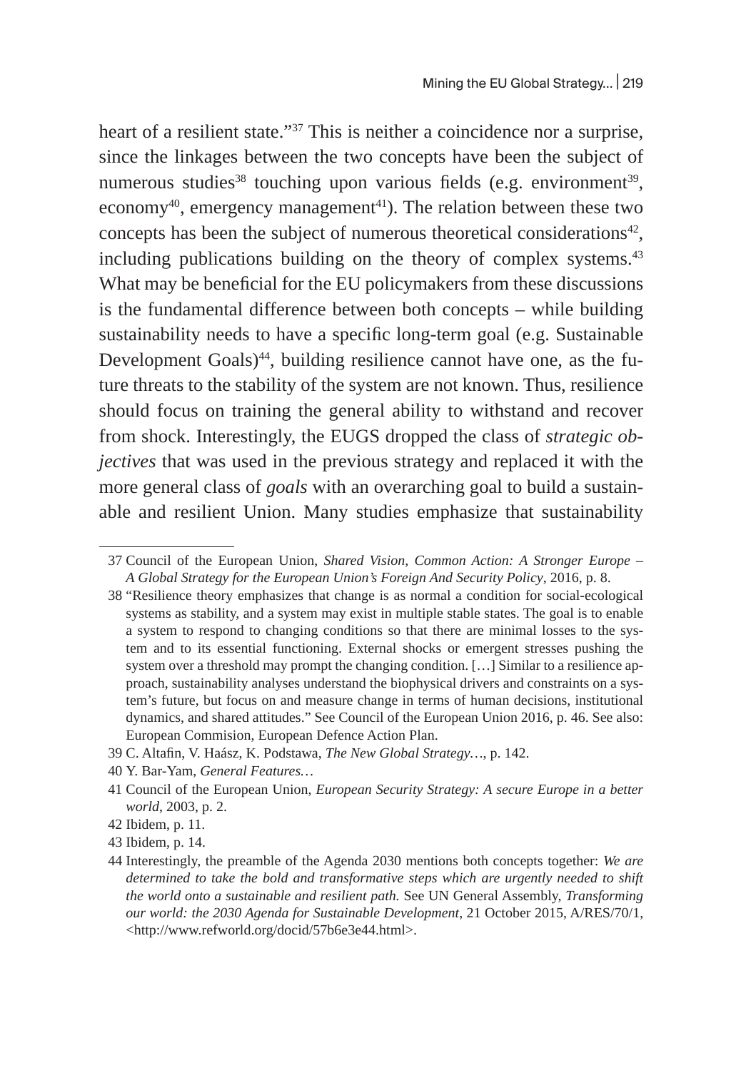heart of a resilient state."[37] This is neither a coincidence nor a surprise, since the linkages between the two concepts have been the subject of numerous studies[38] touching upon various fields (e.g. environment[39], economy[40], emergency management[41]). The relation between these two concepts has been the subject of numerous theoretical considerations[42], including publications building on the theory of complex systems.[43] What may be beneficial for the EU policymakers from these discussions is the fundamental difference between both concepts – while building sustainability needs to have a specific long-term goal (e.g. Sustainable Development Goals)[44], building resilience cannot have one, as the future threats to the stability of the system are not known. Thus, resilience should focus on training the general ability to withstand and recover from shock. Interestingly, the EUGS dropped the class of *strategic objectives* that was used in the previous strategy and replaced it with the more general class of *goals* with an overarching goal to build a sustainable and resilient Union. Many studies emphasize that sustainability

---

37 Council of the European Union, *Shared Vision, Common Action: A Stronger Europe – A Global Strategy for the European Union's Foreign And Security Policy*, 2016, p. 8.

38 "Resilience theory emphasizes that change is as normal a condition for social-ecological systems as stability, and a system may exist in multiple stable states. The goal is to enable a system to respond to changing conditions so that there are minimal losses to the system and to its essential functioning. External shocks or emergent stresses pushing the system over a threshold may prompt the changing condition. […] Similar to a resilience approach, sustainability analyses understand the biophysical drivers and constraints on a system's future, but focus on and measure change in terms of human decisions, institutional dynamics, and shared attitudes." See Council of the European Union 2016, p. 46. See also: European Commision, European Defence Action Plan.

39 C. Altafin, V. Haász, K. Podstawa, *The New Global Strategy…*, p. 142.

40 Y. Bar-Yam, *General Features…*

41 Council of the European Union, *European Security Strategy: A secure Europe in a better world*, 2003, p. 2.

42 Ibidem, p. 11.

43 Ibidem, p. 14.

44 Interestingly, the preamble of the Agenda 2030 mentions both concepts together: *We are determined to take the bold and transformative steps which are urgently needed to shift the world onto a sustainable and resilient path.* See UN General Assembly, *Transforming our world: the 2030 Agenda for Sustainable Development*, 21 October 2015, A/RES/70/1, <http://www.refworld.org/docid/57b6e3e44.html>.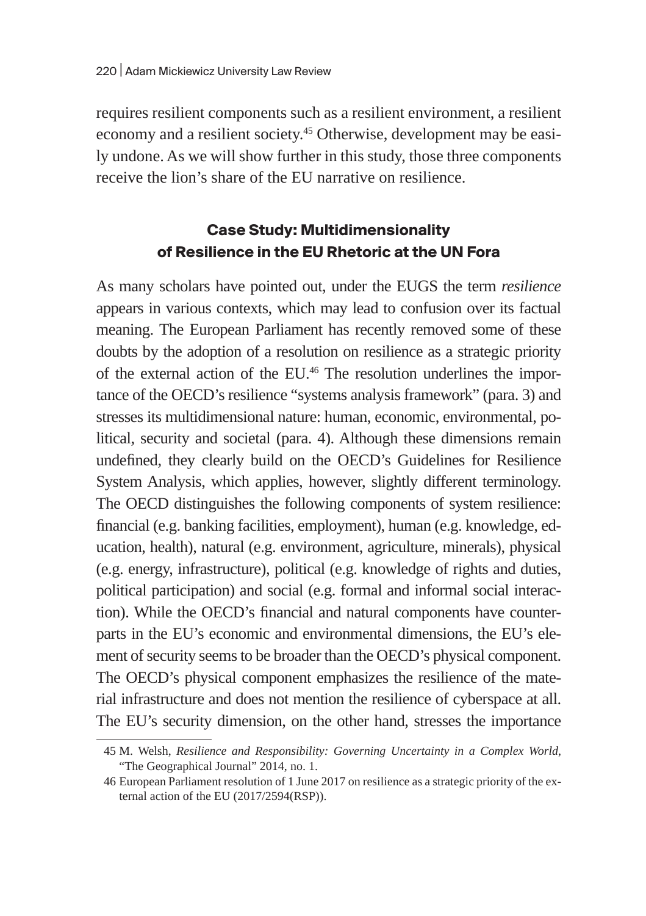requires resilient components such as a resilient environment, a resilient economy and a resilient society.[45] Otherwise, development may be easily undone. As we will show further in this study, those three components receive the lion's share of the EU narrative on resilience.

## Case Study: Multidimensionality of Resilience in the EU Rhetoric at the UN Fora

As many scholars have pointed out, under the EUGS the term *resilience* appears in various contexts, which may lead to confusion over its factual meaning. The European Parliament has recently removed some of these doubts by the adoption of a resolution on resilience as a strategic priority of the external action of the EU.[46] The resolution underlines the importance of the OECD's resilience "systems analysis framework" (para. 3) and stresses its multidimensional nature: human, economic, environmental, political, security and societal (para. 4). Although these dimensions remain undefined, they clearly build on the OECD's Guidelines for Resilience System Analysis, which applies, however, slightly different terminology. The OECD distinguishes the following components of system resilience: financial (e.g. banking facilities, employment), human (e.g. knowledge, education, health), natural (e.g. environment, agriculture, minerals), physical (e.g. energy, infrastructure), political (e.g. knowledge of rights and duties, political participation) and social (e.g. formal and informal social interaction). While the OECD's financial and natural components have counterparts in the EU's economic and environmental dimensions, the EU's element of security seems to be broader than the OECD's physical component. The OECD's physical component emphasizes the resilience of the material infrastructure and does not mention the resilience of cyberspace at all. The EU's security dimension, on the other hand, stresses the importance

45 M. Welsh, *Resilience and Responsibility: Governing Uncertainty in a Complex World*, "The Geographical Journal" 2014, no. 1.

46 European Parliament resolution of 1 June 2017 on resilience as a strategic priority of the external action of the EU (2017/2594(RSP)).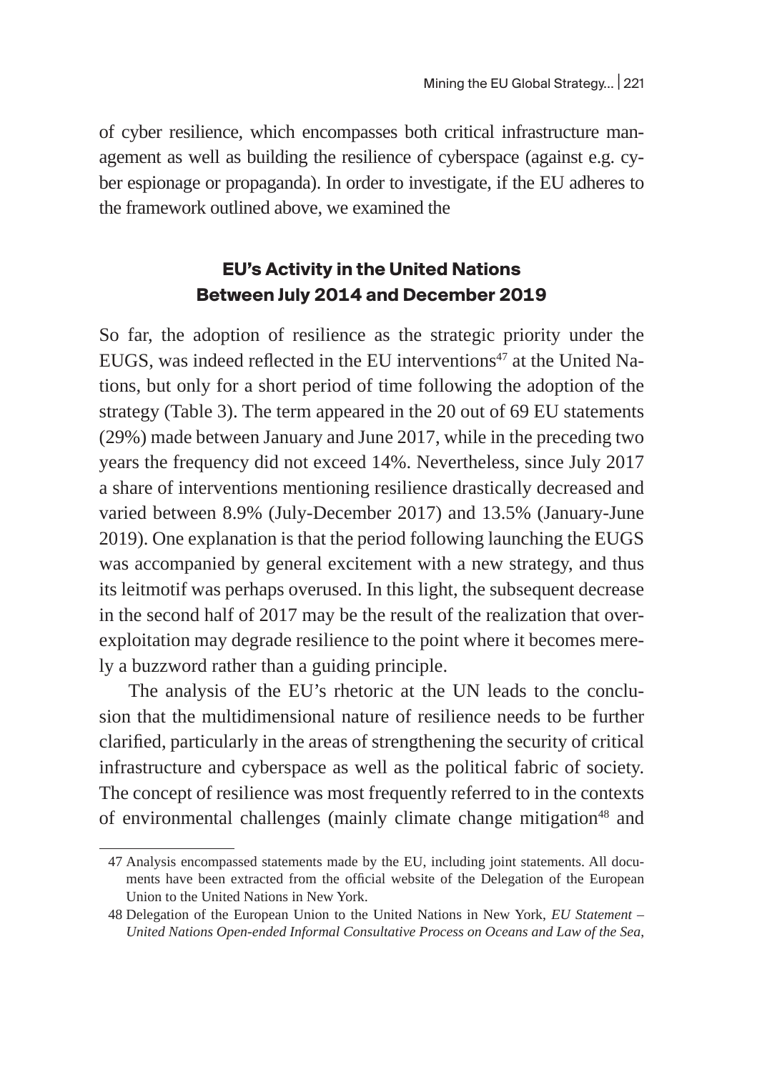of cyber resilience, which encompasses both critical infrastructure management as well as building the resilience of cyberspace (against e.g. cyber espionage or propaganda). In order to investigate, if the EU adheres to the framework outlined above, we examined the

## EU's Activity in the United Nations Between July 2014 and December 2019

So far, the adoption of resilience as the strategic priority under the EUGS, was indeed reflected in the EU interventions[47] at the United Nations, but only for a short period of time following the adoption of the strategy (Table 3). The term appeared in the 20 out of 69 EU statements (29%) made between January and June 2017, while in the preceding two years the frequency did not exceed 14%. Nevertheless, since July 2017 a share of interventions mentioning resilience drastically decreased and varied between 8.9% (July-December 2017) and 13.5% (January-June 2019). One explanation is that the period following launching the EUGS was accompanied by general excitement with a new strategy, and thus its leitmotif was perhaps overused. In this light, the subsequent decrease in the second half of 2017 may be the result of the realization that over-exploitation may degrade resilience to the point where it becomes merely a buzzword rather than a guiding principle.

The analysis of the EU's rhetoric at the UN leads to the conclusion that the multidimensional nature of resilience needs to be further clarified, particularly in the areas of strengthening the security of critical infrastructure and cyberspace as well as the political fabric of society. The concept of resilience was most frequently referred to in the contexts of environmental challenges (mainly climate change mitigation[48] and

---

47 Analysis encompassed statements made by the EU, including joint statements. All documents have been extracted from the official website of the Delegation of the European Union to the United Nations in New York.

48 Delegation of the European Union to the United Nations in New York, *EU Statement – United Nations Open-ended Informal Consultative Process on Oceans and Law of the Sea*,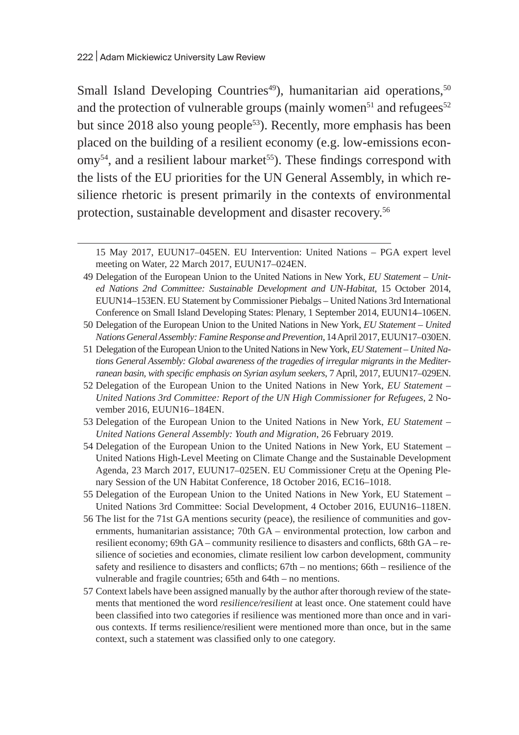Small Island Developing Countries[49]), humanitarian aid operations,[50] and the protection of vulnerable groups (mainly women[51] and refugees[52] but since 2018 also young people[53]). Recently, more emphasis has been placed on the building of a resilient economy (e.g. low-emissions economy[54], and a resilient labour market[55]). These findings correspond with the lists of the EU priorities for the UN General Assembly, in which resilience rhetoric is present primarily in the contexts of environmental protection, sustainable development and disaster recovery.[56]

---

15 May 2017, EUUN17–045EN. EU Intervention: United Nations – PGA expert level meeting on Water, 22 March 2017, EUUN17–024EN.

49 Delegation of the European Union to the United Nations in New York, *EU Statement – United Nations 2nd Committee: Sustainable Development and UN-Habitat*, 15 October 2014, EUUN14–153EN. EU Statement by Commissioner Piebalgs – United Nations 3rd International Conference on Small Island Developing States: Plenary, 1 September 2014, EUUN14–106EN.

50 Delegation of the European Union to the United Nations in New York, *EU Statement – United Nations General Assembly: Famine Response and Prevention*, 14 April 2017, EUUN17–030EN.

51 Delegation of the European Union to the United Nations in New York, *EU Statement – United Nations General Assembly: Global awareness of the tragedies of irregular migrants in the Mediterranean basin, with specific emphasis on Syrian asylum seekers*, 7 April, 2017, EUUN17–029EN.

52 Delegation of the European Union to the United Nations in New York, *EU Statement – United Nations 3rd Committee: Report of the UN High Commissioner for Refugees*, 2 November 2016, EUUN16–184EN.

53 Delegation of the European Union to the United Nations in New York, *EU Statement – United Nations General Assembly: Youth and Migration*, 26 February 2019.

54 Delegation of the European Union to the United Nations in New York, EU Statement – United Nations High-Level Meeting on Climate Change and the Sustainable Development Agenda, 23 March 2017, EUUN17–025EN. EU Commissioner Crețu at the Opening Plenary Session of the UN Habitat Conference, 18 October 2016, EC16–1018.

55 Delegation of the European Union to the United Nations in New York, EU Statement – United Nations 3rd Committee: Social Development, 4 October 2016, EUUN16–118EN.

56 The list for the 71st GA mentions security (peace), the resilience of communities and governments, humanitarian assistance; 70th GA – environmental protection, low carbon and resilient economy; 69th GA – community resilience to disasters and conflicts, 68th GA – resilience of societies and economies, climate resilient low carbon development, community safety and resilience to disasters and conflicts; 67th – no mentions; 66th – resilience of the vulnerable and fragile countries; 65th and 64th – no mentions.

57 Context labels have been assigned manually by the author after thorough review of the statements that mentioned the word *resilience/resilient* at least once. One statement could have been classified into two categories if resilience was mentioned more than once and in various contexts. If terms resilience/resilient were mentioned more than once, but in the same context, such a statement was classified only to one category.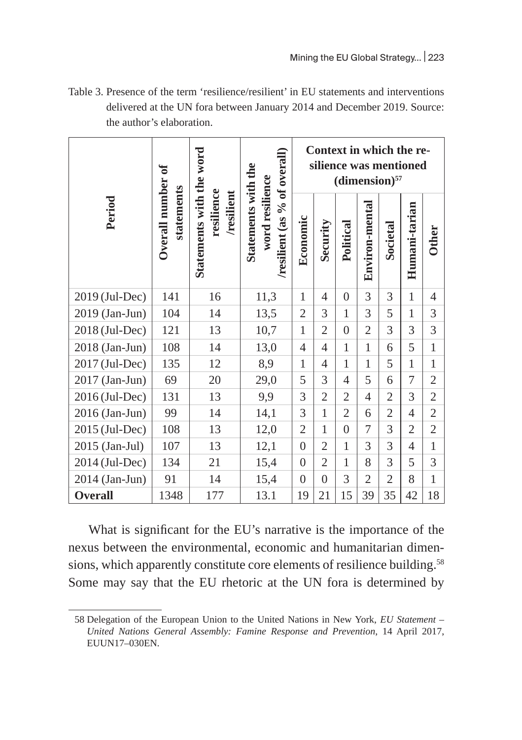Table 3. Presence of the term 'resilience/resilient' in EU statements and interventions delivered at the UN fora between January 2014 and December 2019. Source: the author's elaboration.

| Period | Overall number of statements | Statements with the word resilience /resilient | Statements with the word resilience /resilient (as % of overall) | Context in which the resilience was mentioned (dimension)[57] | | | | | | |
|---|---|---|---|---|---|---|---|---|---|---|
| | | | | Economic | Security | Political | Environ-mental | Societal | Humani-tarian | Other |
| 2019 (Jul-Dec) | 141 | 16 | 11,3 | 1 | 4 | 0 | 3 | 3 | 1 | 4 |
| 2019 (Jan-Jun) | 104 | 14 | 13,5 | 2 | 3 | 1 | 3 | 5 | 1 | 3 |
| 2018 (Jul-Dec) | 121 | 13 | 10,7 | 1 | 2 | 0 | 2 | 3 | 3 | 3 |
| 2018 (Jan-Jun) | 108 | 14 | 13,0 | 4 | 4 | 1 | 1 | 6 | 5 | 1 |
| 2017 (Jul-Dec) | 135 | 12 | 8,9 | 1 | 4 | 1 | 1 | 5 | 1 | 1 |
| 2017 (Jan-Jun) | 69 | 20 | 29,0 | 5 | 3 | 4 | 5 | 6 | 7 | 2 |
| 2016 (Jul-Dec) | 131 | 13 | 9,9 | 3 | 2 | 2 | 4 | 2 | 3 | 2 |
| 2016 (Jan-Jun) | 99 | 14 | 14,1 | 3 | 1 | 2 | 6 | 2 | 4 | 2 |
| 2015 (Jul-Dec) | 108 | 13 | 12,0 | 2 | 1 | 0 | 7 | 3 | 2 | 2 |
| 2015 (Jan-Jul) | 107 | 13 | 12,1 | 0 | 2 | 1 | 3 | 3 | 4 | 1 |
| 2014 (Jul-Dec) | 134 | 21 | 15,4 | 0 | 2 | 1 | 8 | 3 | 5 | 3 |
| 2014 (Jan-Jun) | 91 | 14 | 15,4 | 0 | 0 | 3 | 2 | 2 | 8 | 1 |
| **Overall** | 1348 | 177 | 13.1 | 19 | 21 | 15 | 39 | 35 | 42 | 18 |

What is significant for the EU's narrative is the importance of the nexus between the environmental, economic and humanitarian dimensions, which apparently constitute core elements of resilience building.[58] Some may say that the EU rhetoric at the UN fora is determined by

58 Delegation of the European Union to the United Nations in New York, *EU Statement – United Nations General Assembly: Famine Response and Prevention*, 14 April 2017, EUUN17–030EN.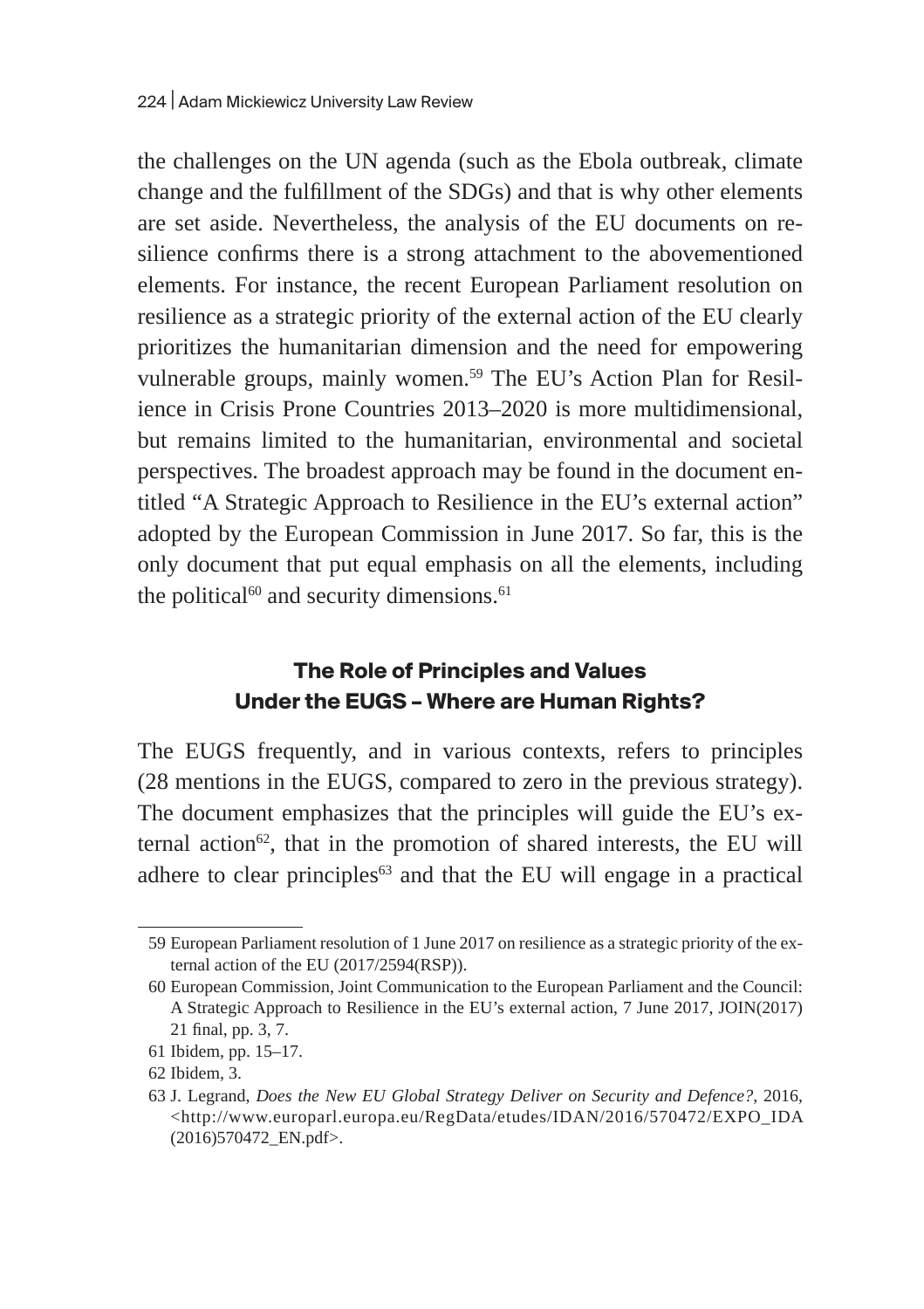the challenges on the UN agenda (such as the Ebola outbreak, climate change and the fulfillment of the SDGs) and that is why other elements are set aside. Nevertheless, the analysis of the EU documents on resilience confirms there is a strong attachment to the abovementioned elements. For instance, the recent European Parliament resolution on resilience as a strategic priority of the external action of the EU clearly prioritizes the humanitarian dimension and the need for empowering vulnerable groups, mainly women.[59] The EU's Action Plan for Resilience in Crisis Prone Countries 2013–2020 is more multidimensional, but remains limited to the humanitarian, environmental and societal perspectives. The broadest approach may be found in the document entitled "A Strategic Approach to Resilience in the EU's external action" adopted by the European Commission in June 2017. So far, this is the only document that put equal emphasis on all the elements, including the political[60] and security dimensions.[61]

## The Role of Principles and Values Under the EUGS – Where are Human Rights?

The EUGS frequently, and in various contexts, refers to principles (28 mentions in the EUGS, compared to zero in the previous strategy). The document emphasizes that the principles will guide the EU's external action[62], that in the promotion of shared interests, the EU will adhere to clear principles[63] and that the EU will engage in a practical

---

59 European Parliament resolution of 1 June 2017 on resilience as a strategic priority of the external action of the EU (2017/2594(RSP)).

60 European Commission, Joint Communication to the European Parliament and the Council: A Strategic Approach to Resilience in the EU's external action, 7 June 2017, JOIN(2017) 21 final, pp. 3, 7.

61 Ibidem, pp. 15–17.

62 Ibidem, 3.

63 J. Legrand, *Does the New EU Global Strategy Deliver on Security and Defence?*, 2016, <http://www.europarl.europa.eu/RegData/etudes/IDAN/2016/570472/EXPO_IDA(2016)570472_EN.pdf>.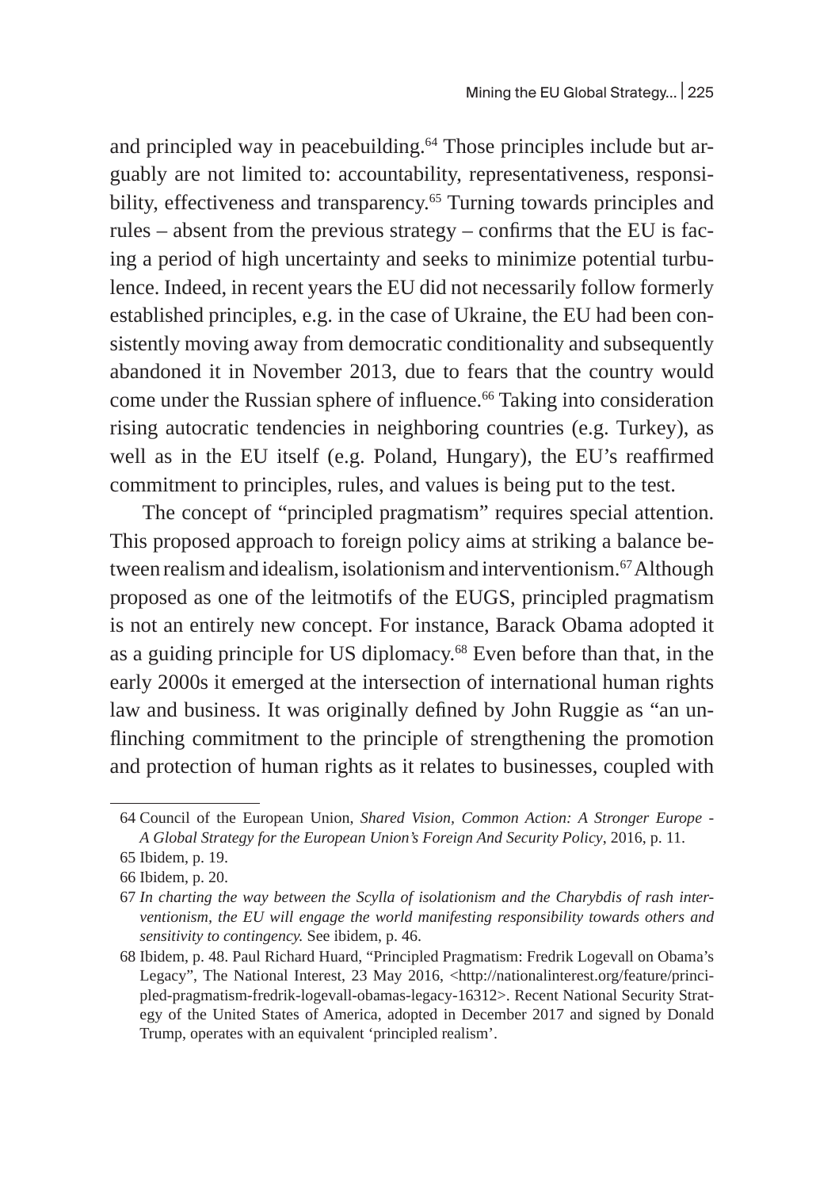and principled way in peacebuilding.[64] Those principles include but arguably are not limited to: accountability, representativeness, responsibility, effectiveness and transparency.[65] Turning towards principles and rules – absent from the previous strategy – confirms that the EU is facing a period of high uncertainty and seeks to minimize potential turbulence. Indeed, in recent years the EU did not necessarily follow formerly established principles, e.g. in the case of Ukraine, the EU had been consistently moving away from democratic conditionality and subsequently abandoned it in November 2013, due to fears that the country would come under the Russian sphere of influence.[66] Taking into consideration rising autocratic tendencies in neighboring countries (e.g. Turkey), as well as in the EU itself (e.g. Poland, Hungary), the EU's reaffirmed commitment to principles, rules, and values is being put to the test.

The concept of "principled pragmatism" requires special attention. This proposed approach to foreign policy aims at striking a balance between realism and idealism, isolationism and interventionism.[67] Although proposed as one of the leitmotifs of the EUGS, principled pragmatism is not an entirely new concept. For instance, Barack Obama adopted it as a guiding principle for US diplomacy.[68] Even before than that, in the early 2000s it emerged at the intersection of international human rights law and business. It was originally defined by John Ruggie as "an unflinching commitment to the principle of strengthening the promotion and protection of human rights as it relates to businesses, coupled with

---

64 Council of the European Union, *Shared Vision, Common Action: A Stronger Europe - A Global Strategy for the European Union's Foreign And Security Policy*, 2016, p. 11.

65 Ibidem, p. 19.

66 Ibidem, p. 20.

67 *In charting the way between the Scylla of isolationism and the Charybdis of rash interventionism, the EU will engage the world manifesting responsibility towards others and sensitivity to contingency.* See ibidem, p. 46.

68 Ibidem, p. 48. Paul Richard Huard, "Principled Pragmatism: Fredrik Logevall on Obama's Legacy", The National Interest, 23 May 2016, <http://nationalinterest.org/feature/principled-pragmatism-fredrik-logevall-obamas-legacy-16312>. Recent National Security Strategy of the United States of America, adopted in December 2017 and signed by Donald Trump, operates with an equivalent 'principled realism'.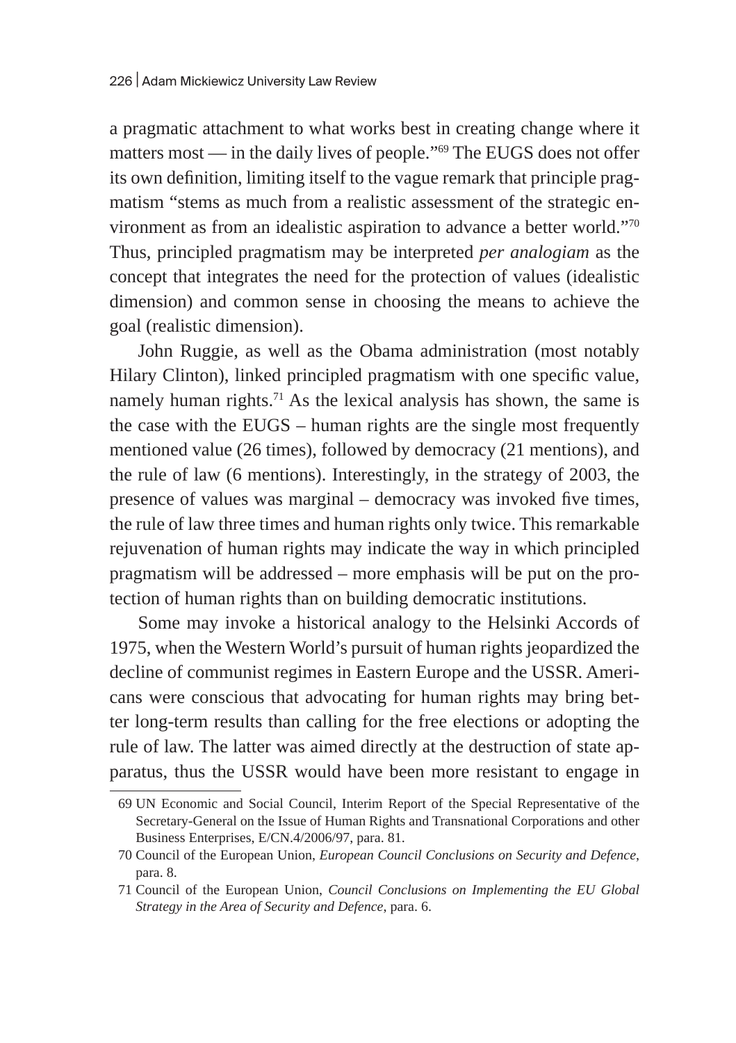a pragmatic attachment to what works best in creating change where it matters most — in the daily lives of people."[69] The EUGS does not offer its own definition, limiting itself to the vague remark that principle pragmatism "stems as much from a realistic assessment of the strategic environment as from an idealistic aspiration to advance a better world."[70] Thus, principled pragmatism may be interpreted *per analogiam* as the concept that integrates the need for the protection of values (idealistic dimension) and common sense in choosing the means to achieve the goal (realistic dimension).

John Ruggie, as well as the Obama administration (most notably Hilary Clinton), linked principled pragmatism with one specific value, namely human rights.[71] As the lexical analysis has shown, the same is the case with the EUGS – human rights are the single most frequently mentioned value (26 times), followed by democracy (21 mentions), and the rule of law (6 mentions). Interestingly, in the strategy of 2003, the presence of values was marginal – democracy was invoked five times, the rule of law three times and human rights only twice. This remarkable rejuvenation of human rights may indicate the way in which principled pragmatism will be addressed – more emphasis will be put on the protection of human rights than on building democratic institutions.

Some may invoke a historical analogy to the Helsinki Accords of 1975, when the Western World's pursuit of human rights jeopardized the decline of communist regimes in Eastern Europe and the USSR. Americans were conscious that advocating for human rights may bring better long-term results than calling for the free elections or adopting the rule of law. The latter was aimed directly at the destruction of state apparatus, thus the USSR would have been more resistant to engage in

69 UN Economic and Social Council, Interim Report of the Special Representative of the Secretary-General on the Issue of Human Rights and Transnational Corporations and other Business Enterprises, E/CN.4/2006/97, para. 81.

70 Council of the European Union, *European Council Conclusions on Security and Defence*, para. 8.

71 Council of the European Union, *Council Conclusions on Implementing the EU Global Strategy in the Area of Security and Defence*, para. 6.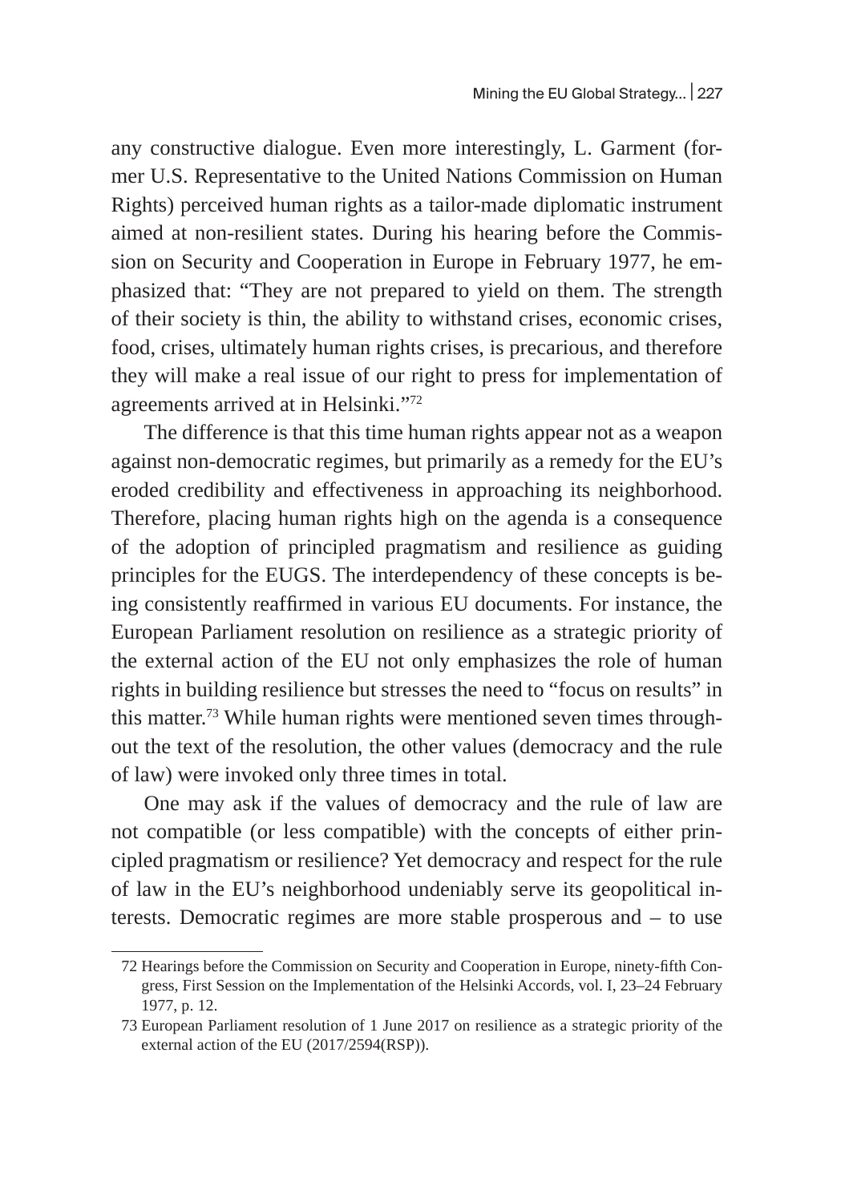any constructive dialogue. Even more interestingly, L. Garment (former U.S. Representative to the United Nations Commission on Human Rights) perceived human rights as a tailor-made diplomatic instrument aimed at non-resilient states. During his hearing before the Commission on Security and Cooperation in Europe in February 1977, he emphasized that: "They are not prepared to yield on them. The strength of their society is thin, the ability to withstand crises, economic crises, food, crises, ultimately human rights crises, is precarious, and therefore they will make a real issue of our right to press for implementation of agreements arrived at in Helsinki."[72]

The difference is that this time human rights appear not as a weapon against non-democratic regimes, but primarily as a remedy for the EU's eroded credibility and effectiveness in approaching its neighborhood. Therefore, placing human rights high on the agenda is a consequence of the adoption of principled pragmatism and resilience as guiding principles for the EUGS. The interdependency of these concepts is being consistently reaffirmed in various EU documents. For instance, the European Parliament resolution on resilience as a strategic priority of the external action of the EU not only emphasizes the role of human rights in building resilience but stresses the need to "focus on results" in this matter.[73] While human rights were mentioned seven times throughout the text of the resolution, the other values (democracy and the rule of law) were invoked only three times in total.

One may ask if the values of democracy and the rule of law are not compatible (or less compatible) with the concepts of either principled pragmatism or resilience? Yet democracy and respect for the rule of law in the EU's neighborhood undeniably serve its geopolitical interests. Democratic regimes are more stable prosperous and – to use

---

72 Hearings before the Commission on Security and Cooperation in Europe, ninety-fifth Congress, First Session on the Implementation of the Helsinki Accords, vol. I, 23–24 February 1977, p. 12.

73 European Parliament resolution of 1 June 2017 on resilience as a strategic priority of the external action of the EU (2017/2594(RSP)).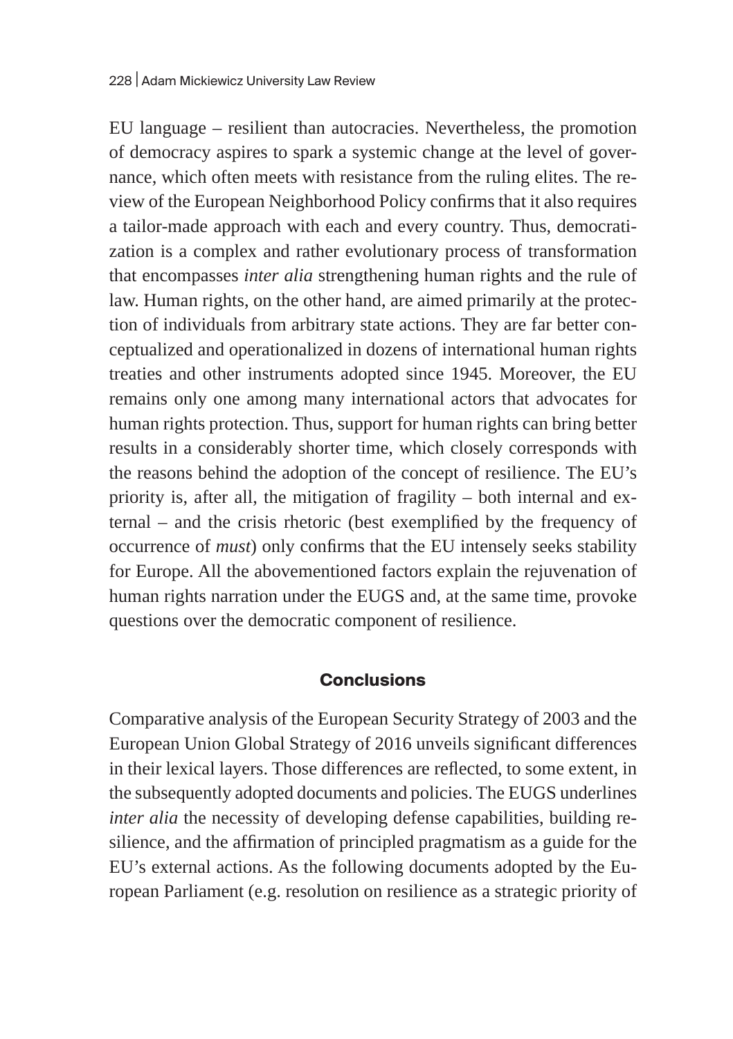EU language – resilient than autocracies. Nevertheless, the promotion of democracy aspires to spark a systemic change at the level of governance, which often meets with resistance from the ruling elites. The review of the European Neighborhood Policy confirms that it also requires a tailor-made approach with each and every country. Thus, democratization is a complex and rather evolutionary process of transformation that encompasses *inter alia* strengthening human rights and the rule of law. Human rights, on the other hand, are aimed primarily at the protection of individuals from arbitrary state actions. They are far better conceptualized and operationalized in dozens of international human rights treaties and other instruments adopted since 1945. Moreover, the EU remains only one among many international actors that advocates for human rights protection. Thus, support for human rights can bring better results in a considerably shorter time, which closely corresponds with the reasons behind the adoption of the concept of resilience. The EU's priority is, after all, the mitigation of fragility – both internal and external – and the crisis rhetoric (best exemplified by the frequency of occurrence of *must*) only confirms that the EU intensely seeks stability for Europe. All the abovementioned factors explain the rejuvenation of human rights narration under the EUGS and, at the same time, provoke questions over the democratic component of resilience.

## Conclusions

Comparative analysis of the European Security Strategy of 2003 and the European Union Global Strategy of 2016 unveils significant differences in their lexical layers. Those differences are reflected, to some extent, in the subsequently adopted documents and policies. The EUGS underlines *inter alia* the necessity of developing defense capabilities, building resilience, and the affirmation of principled pragmatism as a guide for the EU's external actions. As the following documents adopted by the European Parliament (e.g. resolution on resilience as a strategic priority of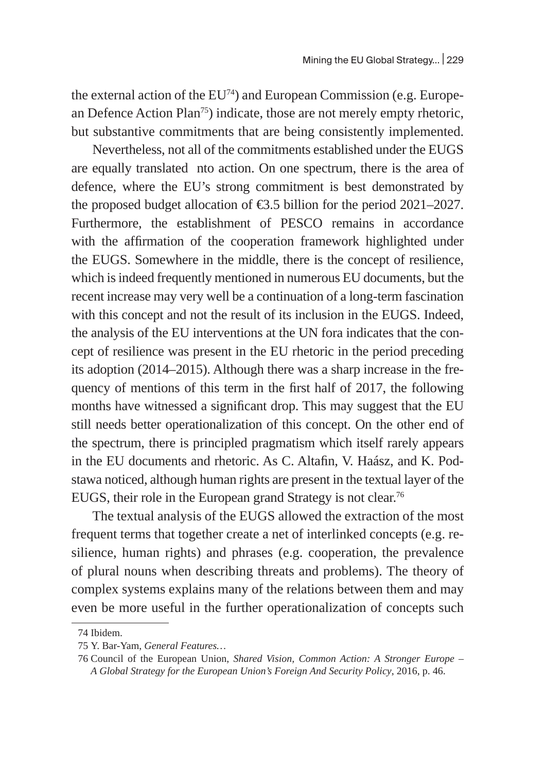the external action of the EU[74]) and European Commission (e.g. European Defence Action Plan[75]) indicate, those are not merely empty rhetoric, but substantive commitments that are being consistently implemented.

Nevertheless, not all of the commitments established under the EUGS are equally translated nto action. On one spectrum, there is the area of defence, where the EU's strong commitment is best demonstrated by the proposed budget allocation of €3.5 billion for the period 2021–2027. Furthermore, the establishment of PESCO remains in accordance with the affirmation of the cooperation framework highlighted under the EUGS. Somewhere in the middle, there is the concept of resilience, which is indeed frequently mentioned in numerous EU documents, but the recent increase may very well be a continuation of a long-term fascination with this concept and not the result of its inclusion in the EUGS. Indeed, the analysis of the EU interventions at the UN fora indicates that the concept of resilience was present in the EU rhetoric in the period preceding its adoption (2014–2015). Although there was a sharp increase in the frequency of mentions of this term in the first half of 2017, the following months have witnessed a significant drop. This may suggest that the EU still needs better operationalization of this concept. On the other end of the spectrum, there is principled pragmatism which itself rarely appears in the EU documents and rhetoric. As C. Altafin, V. Haász, and K. Podstawa noticed, although human rights are present in the textual layer of the EUGS, their role in the European grand Strategy is not clear.[76]

The textual analysis of the EUGS allowed the extraction of the most frequent terms that together create a net of interlinked concepts (e.g. resilience, human rights) and phrases (e.g. cooperation, the prevalence of plural nouns when describing threats and problems). The theory of complex systems explains many of the relations between them and may even be more useful in the further operationalization of concepts such

---

74 Ibidem.

75 Y. Bar-Yam, *General Features…*

76 Council of the European Union, *Shared Vision, Common Action: A Stronger Europe – A Global Strategy for the European Union's Foreign And Security Policy*, 2016, p. 46.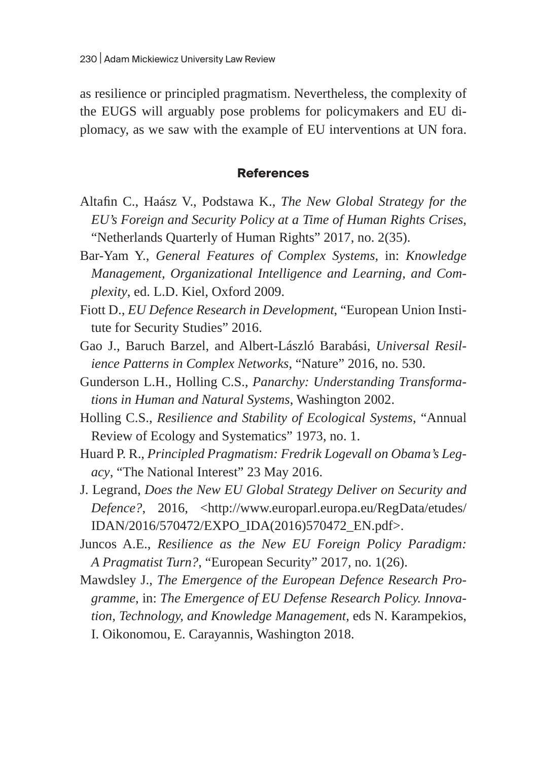as resilience or principled pragmatism. Nevertheless, the complexity of the EUGS will arguably pose problems for policymakers and EU diplomacy, as we saw with the example of EU interventions at UN fora.

## References

Altafin C., Haász V., Podstawa K., *The New Global Strategy for the EU's Foreign and Security Policy at a Time of Human Rights Crises*, "Netherlands Quarterly of Human Rights" 2017, no. 2(35).

Bar-Yam Y., *General Features of Complex Systems*, in: *Knowledge Management, Organizational Intelligence and Learning, and Complexity*, ed. L.D. Kiel, Oxford 2009.

Fiott D., *EU Defence Research in Development*, "European Union Institute for Security Studies" 2016.

Gao J., Baruch Barzel, and Albert-László Barabási, *Universal Resilience Patterns in Complex Networks*, "Nature" 2016, no. 530.

Gunderson L.H., Holling C.S., *Panarchy: Understanding Transformations in Human and Natural Systems*, Washington 2002.

Holling C.S., *Resilience and Stability of Ecological Systems*, "Annual Review of Ecology and Systematics" 1973, no. 1.

Huard P. R., *Principled Pragmatism: Fredrik Logevall on Obama's Legacy*, "The National Interest" 23 May 2016.

J. Legrand, *Does the New EU Global Strategy Deliver on Security and Defence?*, 2016, <http://www.europarl.europa.eu/RegData/etudes/IDAN/2016/570472/EXPO_IDA(2016)570472_EN.pdf>.

Juncos A.E., *Resilience as the New EU Foreign Policy Paradigm: A Pragmatist Turn?*, "European Security" 2017, no. 1(26).

Mawdsley J., *The Emergence of the European Defence Research Programme*, in: *The Emergence of EU Defense Research Policy. Innovation, Technology, and Knowledge Management*, eds N. Karampekios, I. Oikonomou, E. Carayannis, Washington 2018.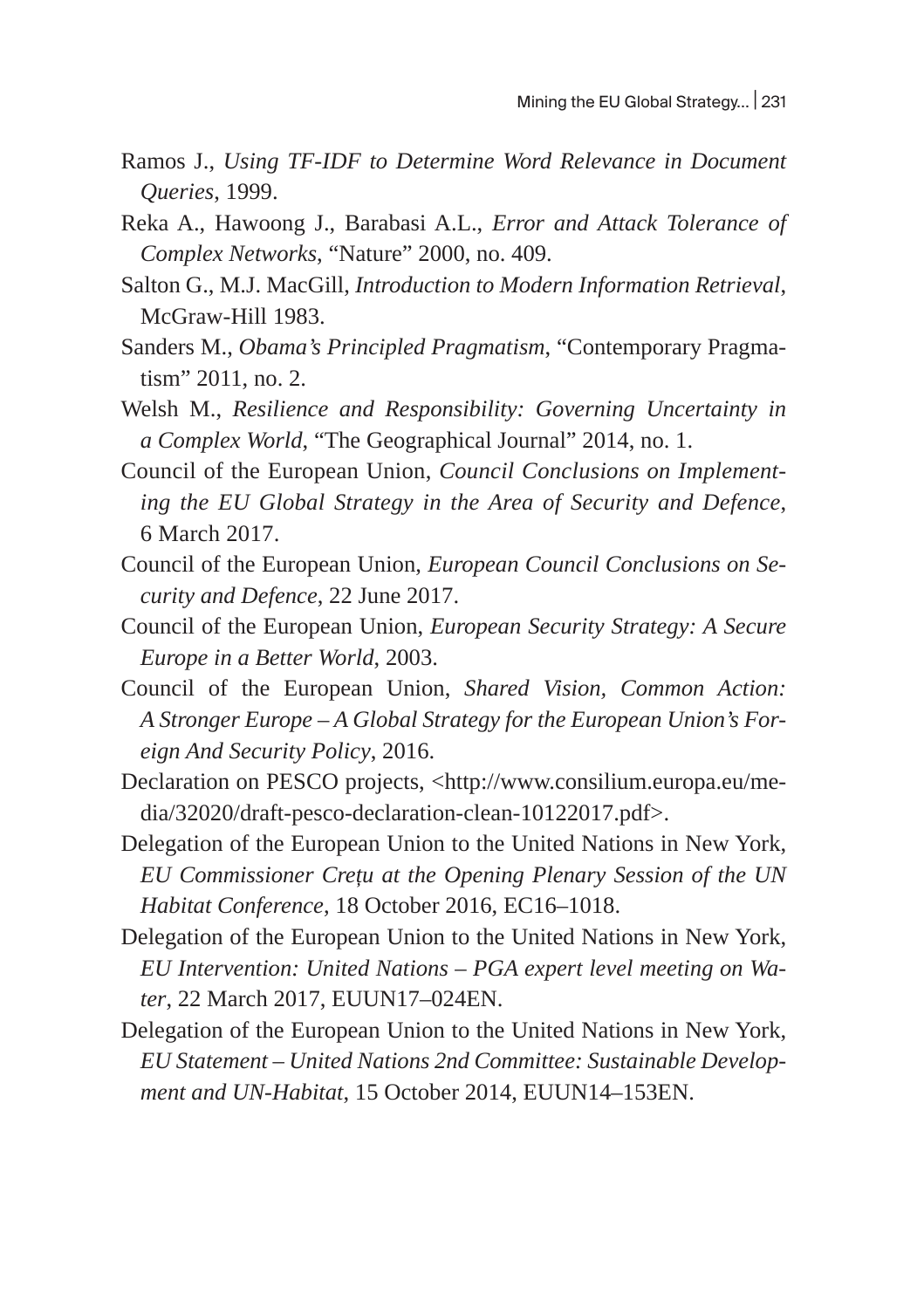Ramos J., *Using TF-IDF to Determine Word Relevance in Document Queries*, 1999.

Reka A., Hawoong J., Barabasi A.L., *Error and Attack Tolerance of Complex Networks*, "Nature" 2000, no. 409.

Salton G., M.J. MacGill, *Introduction to Modern Information Retrieval*, McGraw-Hill 1983.

Sanders M., *Obama's Principled Pragmatism*, "Contemporary Pragmatism" 2011, no. 2.

Welsh M., *Resilience and Responsibility: Governing Uncertainty in a Complex World*, "The Geographical Journal" 2014, no. 1.

Council of the European Union, *Council Conclusions on Implementing the EU Global Strategy in the Area of Security and Defence*, 6 March 2017.

Council of the European Union, *European Council Conclusions on Security and Defence*, 22 June 2017.

Council of the European Union, *European Security Strategy: A Secure Europe in a Better World*, 2003.

Council of the European Union, *Shared Vision, Common Action: A Stronger Europe – A Global Strategy for the European Union's Foreign And Security Policy*, 2016.

Declaration on PESCO projects, <http://www.consilium.europa.eu/media/32020/draft-pesco-declaration-clean-10122017.pdf>.

Delegation of the European Union to the United Nations in New York, *EU Commissioner Crețu at the Opening Plenary Session of the UN Habitat Conference*, 18 October 2016, EC16–1018.

Delegation of the European Union to the United Nations in New York, *EU Intervention: United Nations – PGA expert level meeting on Water*, 22 March 2017, EUUN17–024EN.

Delegation of the European Union to the United Nations in New York, *EU Statement – United Nations 2nd Committee: Sustainable Development and UN-Habitat*, 15 October 2014, EUUN14–153EN.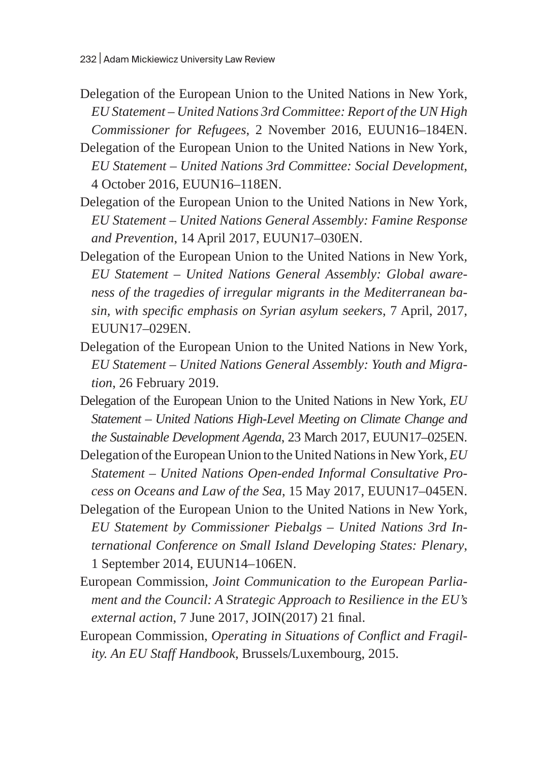Delegation of the European Union to the United Nations in New York, *EU Statement – United Nations 3rd Committee: Report of the UN High Commissioner for Refugees*, 2 November 2016, EUUN16–184EN.

Delegation of the European Union to the United Nations in New York, *EU Statement – United Nations 3rd Committee: Social Development*, 4 October 2016, EUUN16–118EN.

Delegation of the European Union to the United Nations in New York, *EU Statement – United Nations General Assembly: Famine Response and Prevention*, 14 April 2017, EUUN17–030EN.

Delegation of the European Union to the United Nations in New York, *EU Statement – United Nations General Assembly: Global awareness of the tragedies of irregular migrants in the Mediterranean basin, with specific emphasis on Syrian asylum seekers*, 7 April, 2017, EUUN17–029EN.

Delegation of the European Union to the United Nations in New York, *EU Statement – United Nations General Assembly: Youth and Migration*, 26 February 2019.

Delegation of the European Union to the United Nations in New York, *EU Statement – United Nations High-Level Meeting on Climate Change and the Sustainable Development Agenda*, 23 March 2017, EUUN17–025EN.

Delegation of the European Union to the United Nations in New York, *EU Statement – United Nations Open-ended Informal Consultative Process on Oceans and Law of the Sea*, 15 May 2017, EUUN17–045EN.

Delegation of the European Union to the United Nations in New York, *EU Statement by Commissioner Piebalgs – United Nations 3rd International Conference on Small Island Developing States: Plenary*, 1 September 2014, EUUN14–106EN.

European Commission, *Joint Communication to the European Parliament and the Council: A Strategic Approach to Resilience in the EU's external action*, 7 June 2017, JOIN(2017) 21 final.

European Commission, *Operating in Situations of Conflict and Fragility. An EU Staff Handbook*, Brussels/Luxembourg, 2015.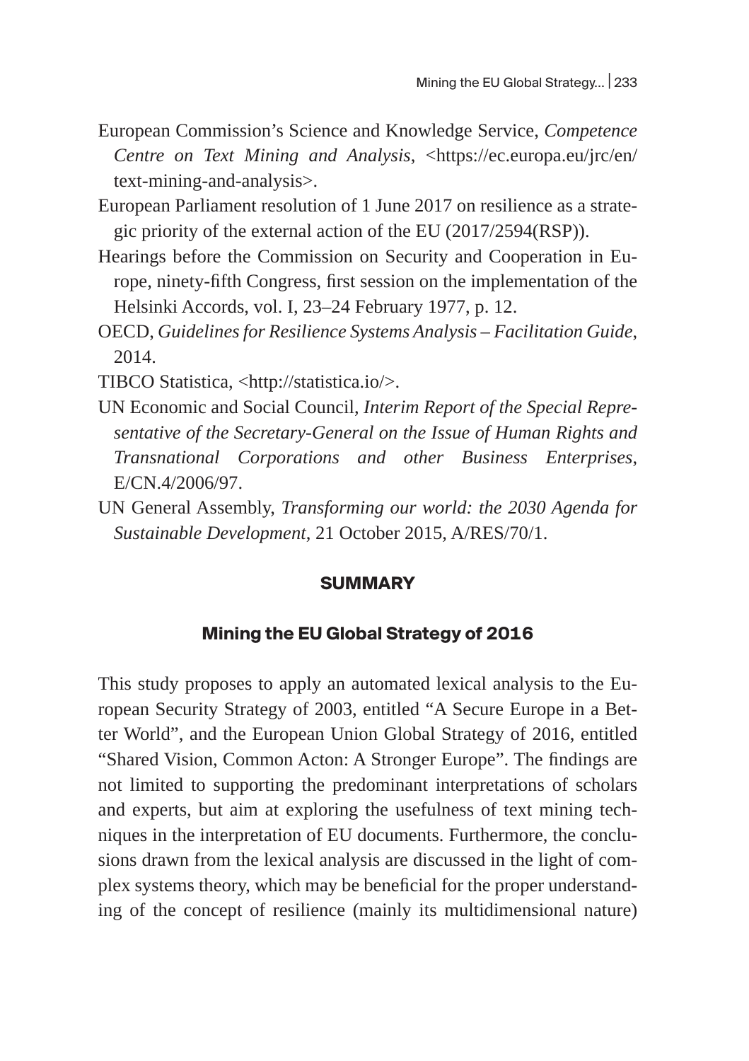European Commission's Science and Knowledge Service, *Competence Centre on Text Mining and Analysis*, <https://ec.europa.eu/jrc/en/text-mining-and-analysis>.

European Parliament resolution of 1 June 2017 on resilience as a strategic priority of the external action of the EU (2017/2594(RSP)).

Hearings before the Commission on Security and Cooperation in Europe, ninety-fifth Congress, first session on the implementation of the Helsinki Accords, vol. I, 23–24 February 1977, p. 12.

OECD, *Guidelines for Resilience Systems Analysis – Facilitation Guide*, 2014.

TIBCO Statistica, <http://statistica.io/>.

UN Economic and Social Council, *Interim Report of the Special Representative of the Secretary-General on the Issue of Human Rights and Transnational Corporations and other Business Enterprises*, E/CN.4/2006/97.

UN General Assembly, *Transforming our world: the 2030 Agenda for Sustainable Development*, 21 October 2015, A/RES/70/1.

## SUMMARY

### Mining the EU Global Strategy of 2016

This study proposes to apply an automated lexical analysis to the European Security Strategy of 2003, entitled "A Secure Europe in a Better World", and the European Union Global Strategy of 2016, entitled "Shared Vision, Common Acton: A Stronger Europe". The findings are not limited to supporting the predominant interpretations of scholars and experts, but aim at exploring the usefulness of text mining techniques in the interpretation of EU documents. Furthermore, the conclusions drawn from the lexical analysis are discussed in the light of complex systems theory, which may be beneficial for the proper understanding of the concept of resilience (mainly its multidimensional nature)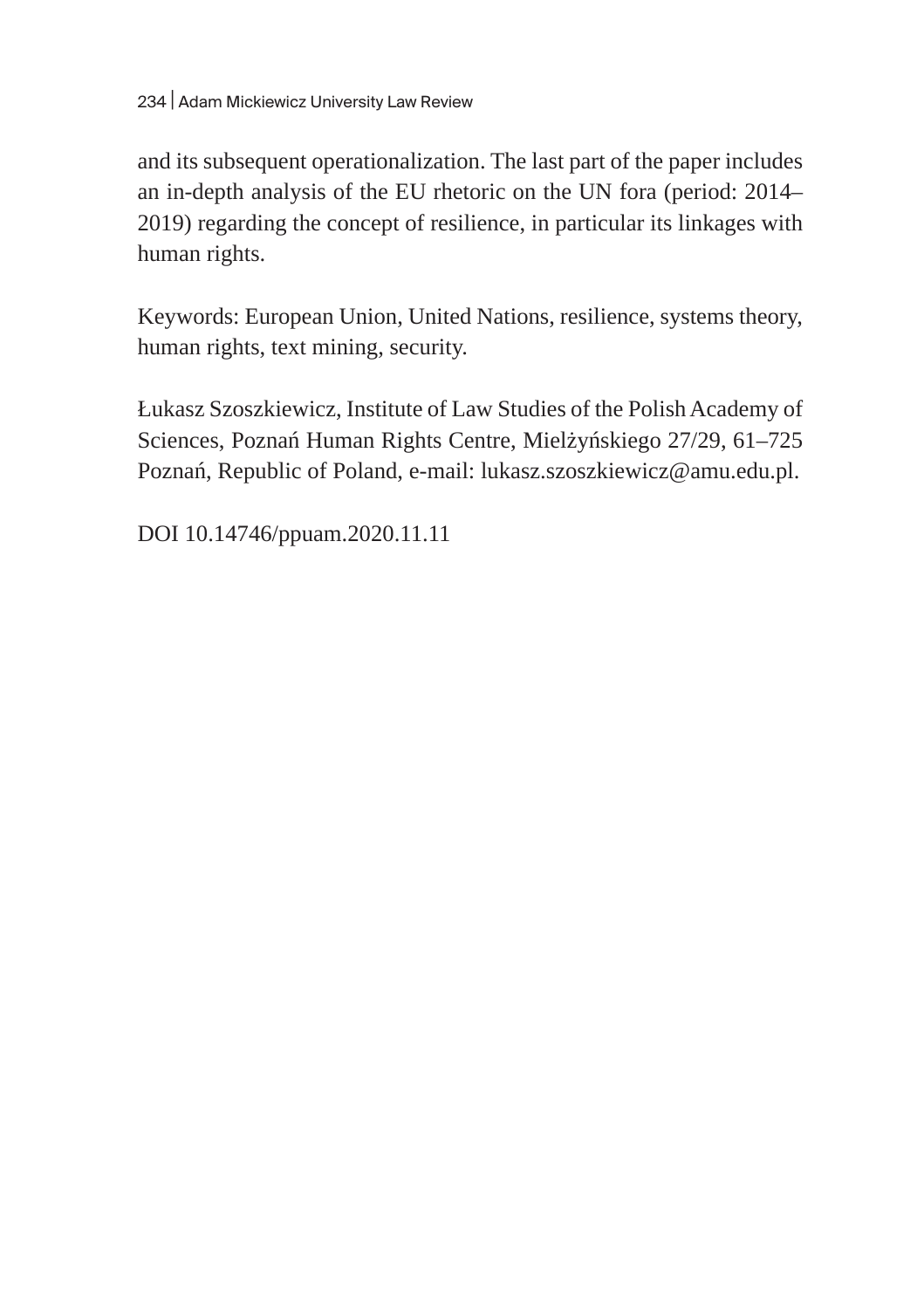and its subsequent operationalization. The last part of the paper includes an in-depth analysis of the EU rhetoric on the UN fora (period: 2014–2019) regarding the concept of resilience, in particular its linkages with human rights.

Keywords: European Union, United Nations, resilience, systems theory, human rights, text mining, security.

Łukasz Szoszkiewicz, Institute of Law Studies of the Polish Academy of Sciences, Poznań Human Rights Centre, Mielżyńskiego 27/29, 61–725 Poznań, Republic of Poland, e-mail: lukasz.szoszkiewicz@amu.edu.pl.

DOI 10.14746/ppuam.2020.11.11